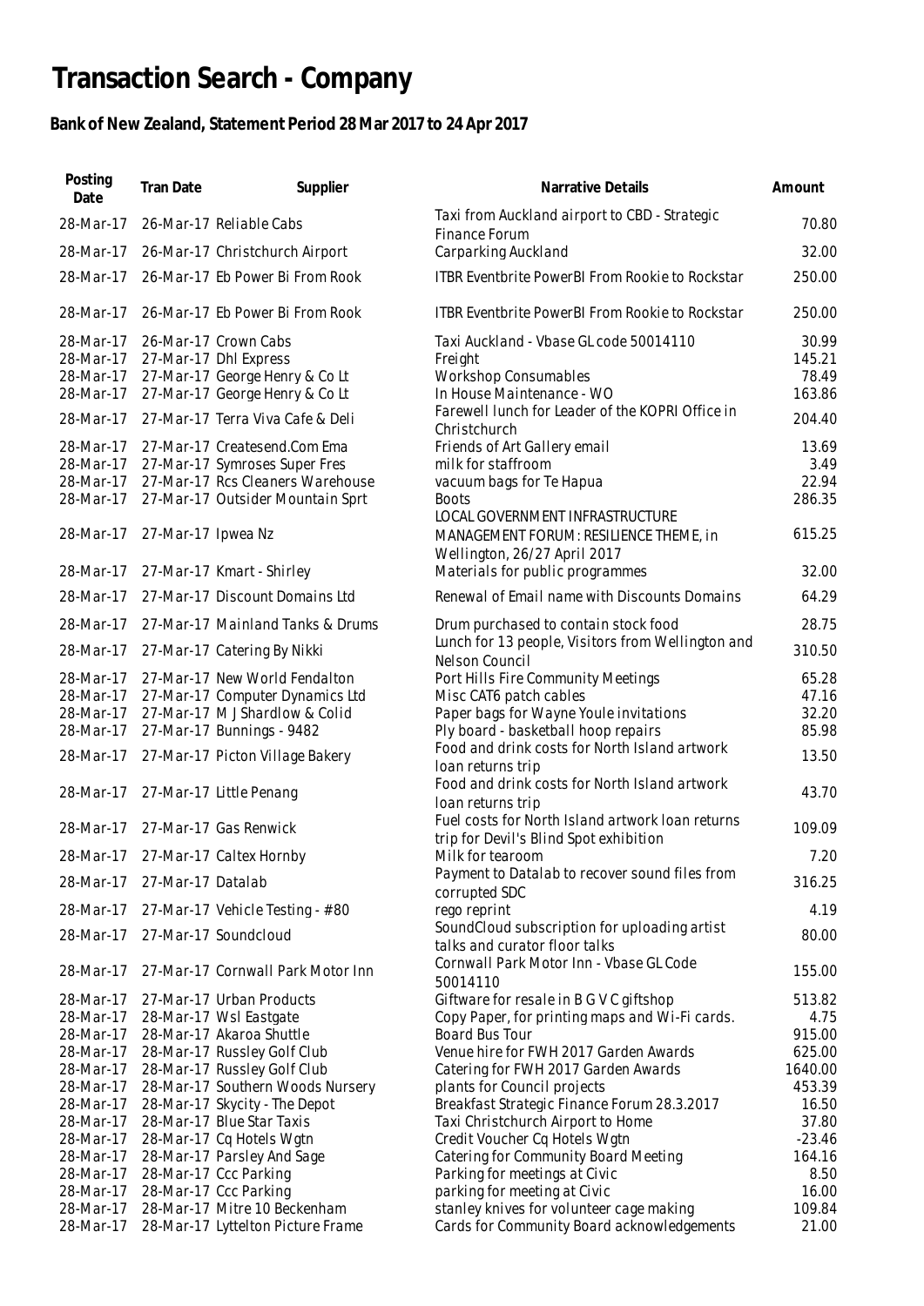# Transaction Search - Company

**Bank of New Zealand, Statement Period 28 Mar 2017 to 24 Apr 2017**

| Posting Date | Tran Date | Supplier | Narrative Details | Amount |
|---|---|---|---|---|
| 28-Mar-17 | 26-Mar-17 | Reliable Cabs | Taxi from Auckland airport to CBD - Strategic Finance Forum | 70.80 |
| 28-Mar-17 | 26-Mar-17 | Christchurch Airport | Carparking Auckland | 32.00 |
| 28-Mar-17 | 26-Mar-17 | Eb Power Bi From Rook | ITBR Eventbrite PowerBI From Rookie to Rockstar | 250.00 |
| 28-Mar-17 | 26-Mar-17 | Eb Power Bi From Rook | ITBR Eventbrite PowerBI From Rookie to Rockstar | 250.00 |
| 28-Mar-17 | 26-Mar-17 | Crown Cabs | Taxi Auckland - Vbase GL code 50014110 | 30.99 |
| 28-Mar-17 | 27-Mar-17 | Dhl Express | Freight | 145.21 |
| 28-Mar-17 | 27-Mar-17 | George Henry & Co Lt | Workshop Consumables | 78.49 |
| 28-Mar-17 | 27-Mar-17 | George Henry & Co Lt | In House Maintenance - WO | 163.86 |
| 28-Mar-17 | 27-Mar-17 | Terra Viva Cafe & Deli | Farewell lunch for Leader of the KOPRI Office in Christchurch | 204.40 |
| 28-Mar-17 | 27-Mar-17 | Createsend.Com Ema | Friends of Art Gallery email | 13.69 |
| 28-Mar-17 | 27-Mar-17 | Symroses Super Fres | milk for staffroom | 3.49 |
| 28-Mar-17 | 27-Mar-17 | Rcs Cleaners Warehouse | vacuum bags for Te Hapua | 22.94 |
| 28-Mar-17 | 27-Mar-17 | Outsider Mountain Sprt | Boots | 286.35 |
| 28-Mar-17 | 27-Mar-17 | Ipwea Nz | LOCAL GOVERNMENT INFRASTRUCTURE MANAGEMENT FORUM: RESILIENCE THEME, in Wellington, 26/27 April 2017 | 615.25 |
| 28-Mar-17 | 27-Mar-17 | Kmart - Shirley | Materials for public programmes | 32.00 |
| 28-Mar-17 | 27-Mar-17 | Discount Domains Ltd | Renewal of Email name with Discounts Domains | 64.29 |
| 28-Mar-17 | 27-Mar-17 | Mainland Tanks & Drums | Drum purchased to contain stock food | 28.75 |
| 28-Mar-17 | 27-Mar-17 | Catering By Nikki | Lunch for 13 people, Visitors from Wellington and Nelson Council | 310.50 |
| 28-Mar-17 | 27-Mar-17 | New World Fendalton | Port Hills Fire Community Meetings | 65.28 |
| 28-Mar-17 | 27-Mar-17 | Computer Dynamics Ltd | Misc CAT6 patch cables | 47.16 |
| 28-Mar-17 | 27-Mar-17 | M J Shardlow & Colid | Paper bags for Wayne Youle invitations | 32.20 |
| 28-Mar-17 | 27-Mar-17 | Bunnings - 9482 | Ply board - basketball hoop repairs | 85.98 |
| 28-Mar-17 | 27-Mar-17 | Picton Village Bakery | Food and drink costs for North Island artwork loan returns trip | 13.50 |
| 28-Mar-17 | 27-Mar-17 | Little Penang | Food and drink costs for North Island artwork loan returns trip | 43.70 |
| 28-Mar-17 | 27-Mar-17 | Gas Renwick | Fuel costs for North Island artwork loan returns trip for Devil's Blind Spot exhibition | 109.09 |
| 28-Mar-17 | 27-Mar-17 | Caltex Hornby | Milk for tearoom | 7.20 |
| 28-Mar-17 | 27-Mar-17 | Datalab | Payment to Datalab to recover sound files from corrupted SDC | 316.25 |
| 28-Mar-17 | 27-Mar-17 | Vehicle Testing - #80 | rego reprint | 4.19 |
| 28-Mar-17 | 27-Mar-17 | Soundcloud | SoundCloud subscription for uploading artist talks and curator floor talks | 80.00 |
| 28-Mar-17 | 27-Mar-17 | Cornwall Park Motor Inn | Cornwall Park Motor Inn - Vbase GL Code 50014110 | 155.00 |
| 28-Mar-17 | 27-Mar-17 | Urban Products | Giftware for resale in B G V C giftshop | 513.82 |
| 28-Mar-17 | 28-Mar-17 | Wsl Eastgate | Copy Paper, for printing maps and Wi-Fi cards. | 4.75 |
| 28-Mar-17 | 28-Mar-17 | Akaroa Shuttle | Board Bus Tour | 915.00 |
| 28-Mar-17 | 28-Mar-17 | Russley Golf Club | Venue hire for FWH 2017 Garden Awards | 625.00 |
| 28-Mar-17 | 28-Mar-17 | Russley Golf Club | Catering for FWH 2017 Garden Awards | 1640.00 |
| 28-Mar-17 | 28-Mar-17 | Southern Woods Nursery | plants for Council projects | 453.39 |
| 28-Mar-17 | 28-Mar-17 | Skycity - The Depot | Breakfast Strategic Finance Forum 28.3.2017 | 16.50 |
| 28-Mar-17 | 28-Mar-17 | Blue Star Taxis | Taxi Christchurch Airport to Home | 37.80 |
| 28-Mar-17 | 28-Mar-17 | Cq Hotels Wgtn | Credit Voucher Cq Hotels Wgtn | -23.46 |
| 28-Mar-17 | 28-Mar-17 | Parsley And Sage | Catering for Community Board Meeting | 164.16 |
| 28-Mar-17 | 28-Mar-17 | Ccc Parking | Parking for meetings at Civic | 8.50 |
| 28-Mar-17 | 28-Mar-17 | Ccc Parking | parking for meeting at Civic | 16.00 |
| 28-Mar-17 | 28-Mar-17 | Mitre 10 Beckenham | stanley knives for volunteer cage making | 109.84 |
| 28-Mar-17 | 28-Mar-17 | Lyttelton Picture Frame | Cards for Community Board acknowledgements | 21.00 |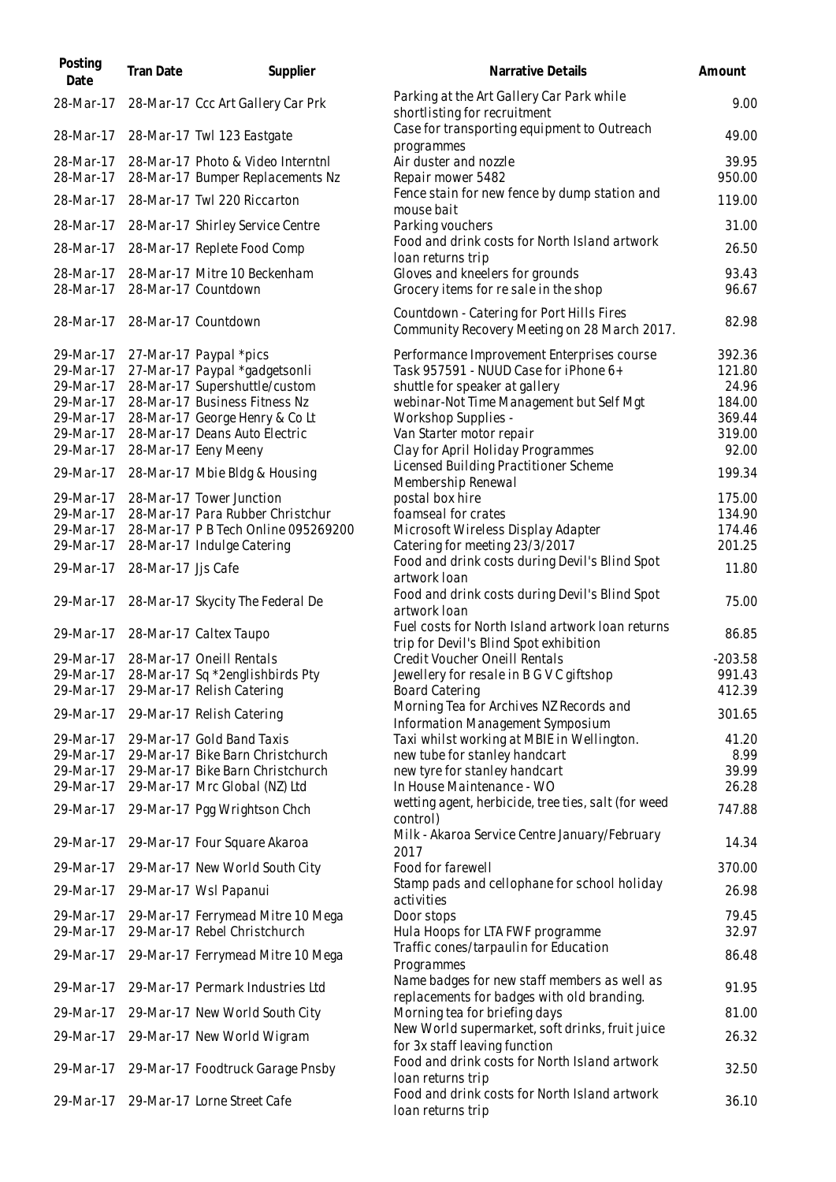| Posting Date | Tran Date | Supplier | Narrative Details | Amount |
|---|---|---|---|---|
| 28-Mar-17 | 28-Mar-17 | Ccc Art Gallery Car Prk | Parking at the Art Gallery Car Park while shortlisting for recruitment | 9.00 |
| 28-Mar-17 | 28-Mar-17 | Twl 123 Eastgate | Case for transporting equipment to Outreach programmes | 49.00 |
| 28-Mar-17 | 28-Mar-17 | Photo & Video Interntnl | Air duster and nozzle | 39.95 |
| 28-Mar-17 | 28-Mar-17 | Bumper Replacements Nz | Repair mower 5482 | 950.00 |
| 28-Mar-17 | 28-Mar-17 | Twl 220 Riccarton | Fence stain for new fence by dump station and mouse bait | 119.00 |
| 28-Mar-17 | 28-Mar-17 | Shirley Service Centre | Parking vouchers | 31.00 |
| 28-Mar-17 | 28-Mar-17 | Replete Food Comp | Food and drink costs for North Island artwork loan returns trip | 26.50 |
| 28-Mar-17 | 28-Mar-17 | Mitre 10 Beckenham | Gloves and kneelers for grounds | 93.43 |
| 28-Mar-17 | 28-Mar-17 | Countdown | Grocery items for re sale in the shop | 96.67 |
| 28-Mar-17 | 28-Mar-17 | Countdown | Countdown - Catering for Port Hills Fires Community Recovery Meeting on 28 March 2017. | 82.98 |
| 29-Mar-17 | 27-Mar-17 | Paypal *pics | Performance Improvement Enterprises course | 392.36 |
| 29-Mar-17 | 27-Mar-17 | Paypal *gadgetsonli | Task 957591 - NUUD Case for iPhone 6+ | 121.80 |
| 29-Mar-17 | 28-Mar-17 | Supershuttle/custom | shuttle for speaker at gallery | 24.96 |
| 29-Mar-17 | 28-Mar-17 | Business Fitness Nz | webinar-Not Time Management but Self Mgt | 184.00 |
| 29-Mar-17 | 28-Mar-17 | George Henry & Co Lt | Workshop Supplies - | 369.44 |
| 29-Mar-17 | 28-Mar-17 | Deans Auto Electric | Van Starter motor repair | 319.00 |
| 29-Mar-17 | 28-Mar-17 | Eeny Meeny | Clay for April Holiday Programmes | 92.00 |
| 29-Mar-17 | 28-Mar-17 | Mbie Bldg & Housing | Licensed Building Practitioner Scheme Membership Renewal | 199.34 |
| 29-Mar-17 | 28-Mar-17 | Tower Junction | postal box hire | 175.00 |
| 29-Mar-17 | 28-Mar-17 | Para Rubber Christchur | foamseal for crates | 134.90 |
| 29-Mar-17 | 28-Mar-17 | P B Tech Online 095269200 | Microsoft Wireless Display Adapter | 174.46 |
| 29-Mar-17 | 28-Mar-17 | Indulge Catering | Catering for meeting 23/3/2017 | 201.25 |
| 29-Mar-17 | 28-Mar-17 | Jjs Cafe | Food and drink costs during Devil's Blind Spot artwork loan | 11.80 |
| 29-Mar-17 | 28-Mar-17 | Skycity The Federal De | Food and drink costs during Devil's Blind Spot artwork loan | 75.00 |
| 29-Mar-17 | 28-Mar-17 | Caltex Taupo | Fuel costs for North Island artwork loan returns trip for Devil's Blind Spot exhibition | 86.85 |
| 29-Mar-17 | 28-Mar-17 | Oneill Rentals | Credit Voucher Oneill Rentals | -203.58 |
| 29-Mar-17 | 28-Mar-17 | Sq *2englishbirds Pty | Jewellery for resale in B G V C giftshop | 991.43 |
| 29-Mar-17 | 29-Mar-17 | Relish Catering | Board Catering | 412.39 |
| 29-Mar-17 | 29-Mar-17 | Relish Catering | Morning Tea for Archives NZ Records and Information Management Symposium | 301.65 |
| 29-Mar-17 | 29-Mar-17 | Gold Band Taxis | Taxi whilst working at MBIE in Wellington. | 41.20 |
| 29-Mar-17 | 29-Mar-17 | Bike Barn Christchurch | new tube for stanley handcart | 8.99 |
| 29-Mar-17 | 29-Mar-17 | Bike Barn Christchurch | new tyre for stanley handcart | 39.99 |
| 29-Mar-17 | 29-Mar-17 | Mrc Global (NZ) Ltd | In House Maintenance - WO | 26.28 |
| 29-Mar-17 | 29-Mar-17 | Pgg Wrightson Chch | wetting agent, herbicide, tree ties, salt (for weed control) | 747.88 |
| 29-Mar-17 | 29-Mar-17 | Four Square Akaroa | Milk - Akaroa Service Centre January/February 2017 | 14.34 |
| 29-Mar-17 | 29-Mar-17 | New World South City | Food for farewell | 370.00 |
| 29-Mar-17 | 29-Mar-17 | Wsl Papanui | Stamp pads and cellophane for school holiday activities | 26.98 |
| 29-Mar-17 | 29-Mar-17 | Ferrymead Mitre 10 Mega | Door stops | 79.45 |
| 29-Mar-17 | 29-Mar-17 | Rebel Christchurch | Hula Hoops for LTA FWF programme | 32.97 |
| 29-Mar-17 | 29-Mar-17 | Ferrymead Mitre 10 Mega | Traffic cones/tarpaulin for Education Programmes | 86.48 |
| 29-Mar-17 | 29-Mar-17 | Permark Industries Ltd | Name badges for new staff members as well as replacements for badges with old branding. | 91.95 |
| 29-Mar-17 | 29-Mar-17 | New World South City | Morning tea for briefing days | 81.00 |
| 29-Mar-17 | 29-Mar-17 | New World Wigram | New World supermarket, soft drinks, fruit juice for 3x staff leaving function | 26.32 |
| 29-Mar-17 | 29-Mar-17 | Foodtruck Garage Pnsby | Food and drink costs for North Island artwork loan returns trip | 32.50 |
| 29-Mar-17 | 29-Mar-17 | Lorne Street Cafe | Food and drink costs for North Island artwork loan returns trip | 36.10 |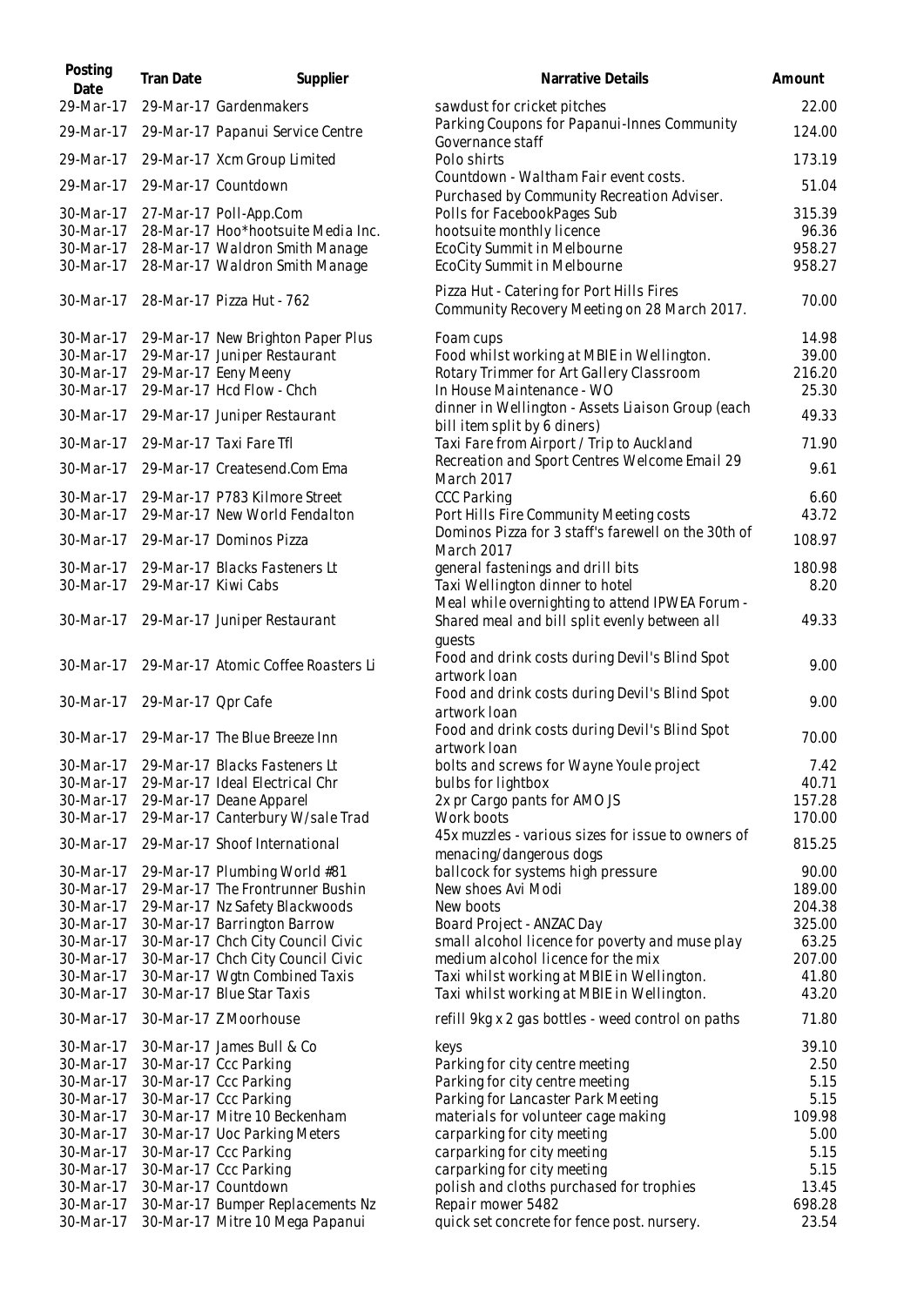| Posting Date | Tran Date | Supplier | Narrative Details | Amount |
| --- | --- | --- | --- | --- |
| 29-Mar-17 | 29-Mar-17 | Gardenmakers | sawdust for cricket pitches | 22.00 |
| 29-Mar-17 | 29-Mar-17 | Papanui Service Centre | Parking Coupons for Papanui-Innes Community Governance staff | 124.00 |
| 29-Mar-17 | 29-Mar-17 | Xcm Group Limited | Polo shirts | 173.19 |
| 29-Mar-17 | 29-Mar-17 | Countdown | Countdown - Waltham Fair event costs. Purchased by Community Recreation Adviser. | 51.04 |
| 30-Mar-17 | 27-Mar-17 | Poll-App.Com | Polls for FacebookPages Sub | 315.39 |
| 30-Mar-17 | 28-Mar-17 | Hoo*hootsuite Media Inc. | hootsuite monthly licence | 96.36 |
| 30-Mar-17 | 28-Mar-17 | Waldron Smith Manage | EcoCity Summit in Melbourne | 958.27 |
| 30-Mar-17 | 28-Mar-17 | Waldron Smith Manage | EcoCity Summit in Melbourne | 958.27 |
| 30-Mar-17 | 28-Mar-17 | Pizza Hut - 762 | Pizza Hut - Catering for Port Hills Fires Community Recovery Meeting on 28 March 2017. | 70.00 |
| 30-Mar-17 | 29-Mar-17 | New Brighton Paper Plus | Foam cups | 14.98 |
| 30-Mar-17 | 29-Mar-17 | Juniper Restaurant | Food whilst working at MBIE in Wellington. | 39.00 |
| 30-Mar-17 | 29-Mar-17 | Eeny Meeny | Rotary Trimmer for Art Gallery Classroom | 216.20 |
| 30-Mar-17 | 29-Mar-17 | Hcd Flow - Chch | In House Maintenance - WO | 25.30 |
| 30-Mar-17 | 29-Mar-17 | Juniper Restaurant | dinner in Wellington - Assets Liaison Group (each bill item split by 6 diners) | 49.33 |
| 30-Mar-17 | 29-Mar-17 | Taxi Fare Tfl | Taxi Fare from Airport / Trip to Auckland | 71.90 |
| 30-Mar-17 | 29-Mar-17 | Createsend.Com Ema | Recreation and Sport Centres Welcome Email 29 March 2017 | 9.61 |
| 30-Mar-17 | 29-Mar-17 | P783 Kilmore Street | CCC Parking | 6.60 |
| 30-Mar-17 | 29-Mar-17 | New World Fendalton | Port Hills Fire Community Meeting costs | 43.72 |
| 30-Mar-17 | 29-Mar-17 | Dominos Pizza | Dominos Pizza for 3 staff's farewell on the 30th of March 2017 | 108.97 |
| 30-Mar-17 | 29-Mar-17 | Blacks Fasteners Lt | general fastenings and drill bits | 180.98 |
| 30-Mar-17 | 29-Mar-17 | Kiwi Cabs | Taxi Wellington dinner to hotel | 8.20 |
| 30-Mar-17 | 29-Mar-17 | Juniper Restaurant | Meal while overnighting to attend IPWEA Forum - Shared meal and bill split evenly between all guests | 49.33 |
| 30-Mar-17 | 29-Mar-17 | Atomic Coffee Roasters Li | Food and drink costs during Devil's Blind Spot artwork loan | 9.00 |
| 30-Mar-17 | 29-Mar-17 | Qpr Cafe | Food and drink costs during Devil's Blind Spot artwork loan | 9.00 |
| 30-Mar-17 | 29-Mar-17 | The Blue Breeze Inn | Food and drink costs during Devil's Blind Spot artwork loan | 70.00 |
| 30-Mar-17 | 29-Mar-17 | Blacks Fasteners Lt | bolts and screws for Wayne Youle project | 7.42 |
| 30-Mar-17 | 29-Mar-17 | Ideal Electrical Chr | bulbs for lightbox | 40.71 |
| 30-Mar-17 | 29-Mar-17 | Deane Apparel | 2x pr Cargo pants for AMO JS | 157.28 |
| 30-Mar-17 | 29-Mar-17 | Canterbury W/sale Trad | Work boots | 170.00 |
| 30-Mar-17 | 29-Mar-17 | Shoof International | 45x muzzles - various sizes for issue to owners of menacing/dangerous dogs | 815.25 |
| 30-Mar-17 | 29-Mar-17 | Plumbing World #81 | ballcock for systems high pressure | 90.00 |
| 30-Mar-17 | 29-Mar-17 | The Frontrunner Bushin | New shoes Avi Modi | 189.00 |
| 30-Mar-17 | 29-Mar-17 | Nz Safety Blackwoods | New boots | 204.38 |
| 30-Mar-17 | 30-Mar-17 | Barrington Barrow | Board Project - ANZAC Day | 325.00 |
| 30-Mar-17 | 30-Mar-17 | Chch City Council Civic | small alcohol licence for poverty and muse play | 63.25 |
| 30-Mar-17 | 30-Mar-17 | Chch City Council Civic | medium alcohol licence for the mix | 207.00 |
| 30-Mar-17 | 30-Mar-17 | Wgtn Combined Taxis | Taxi whilst working at MBIE in Wellington. | 41.80 |
| 30-Mar-17 | 30-Mar-17 | Blue Star Taxis | Taxi whilst working at MBIE in Wellington. | 43.20 |
| 30-Mar-17 | 30-Mar-17 | Z Moorhouse | refill 9kg x 2 gas bottles - weed control on paths | 71.80 |
| 30-Mar-17 | 30-Mar-17 | James Bull & Co | keys | 39.10 |
| 30-Mar-17 | 30-Mar-17 | Ccc Parking | Parking for city centre meeting | 2.50 |
| 30-Mar-17 | 30-Mar-17 | Ccc Parking | Parking for city centre meeting | 5.15 |
| 30-Mar-17 | 30-Mar-17 | Ccc Parking | Parking for Lancaster Park Meeting | 5.15 |
| 30-Mar-17 | 30-Mar-17 | Mitre 10 Beckenham | materials for volunteer cage making | 109.98 |
| 30-Mar-17 | 30-Mar-17 | Uoc Parking Meters | carparking for city meeting | 5.00 |
| 30-Mar-17 | 30-Mar-17 | Ccc Parking | carparking for city meeting | 5.15 |
| 30-Mar-17 | 30-Mar-17 | Ccc Parking | carparking for city meeting | 5.15 |
| 30-Mar-17 | 30-Mar-17 | Countdown | polish and cloths purchased for trophies | 13.45 |
| 30-Mar-17 | 30-Mar-17 | Bumper Replacements Nz | Repair mower 5482 | 698.28 |
| 30-Mar-17 | 30-Mar-17 | Mitre 10 Mega Papanui | quick set concrete for fence post. nursery. | 23.54 |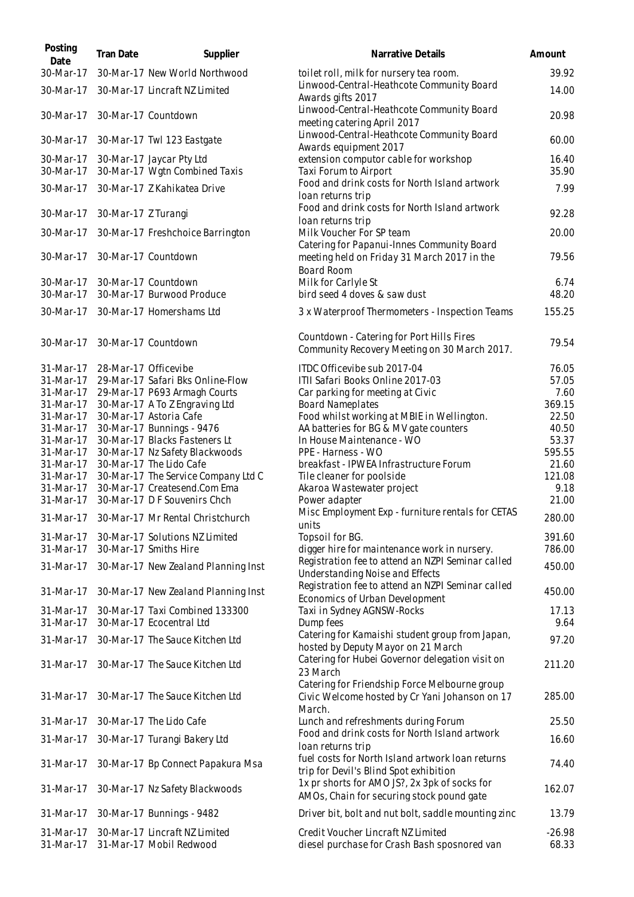| Posting Date | Tran Date | Supplier | Narrative Details | Amount |
|---|---|---|---|---|
| 30-Mar-17 | 30-Mar-17 | New World Northwood | toilet roll, milk for nursery tea room. | 39.92 |
| 30-Mar-17 | 30-Mar-17 | Lincraft NZ Limited | Linwood-Central-Heathcote Community Board Awards gifts 2017 | 14.00 |
| 30-Mar-17 | 30-Mar-17 | Countdown | Linwood-Central-Heathcote Community Board meeting catering April 2017 | 20.98 |
| 30-Mar-17 | 30-Mar-17 | Twl 123 Eastgate | Linwood-Central-Heathcote Community Board Awards equipment 2017 | 60.00 |
| 30-Mar-17 | 30-Mar-17 | Jaycar Pty Ltd | extension computor cable for workshop | 16.40 |
| 30-Mar-17 | 30-Mar-17 | Wgtn Combined Taxis | Taxi Forum to Airport | 35.90 |
| 30-Mar-17 | 30-Mar-17 | Z Kahikatea Drive | Food and drink costs for North Island artwork loan returns trip | 7.99 |
| 30-Mar-17 | 30-Mar-17 | Z Turangi | Food and drink costs for North Island artwork loan returns trip | 92.28 |
| 30-Mar-17 | 30-Mar-17 | Freshchoice Barrington | Milk Voucher For SP team | 20.00 |
| 30-Mar-17 | 30-Mar-17 | Countdown | Catering for Papanui-Innes Community Board meeting held on Friday 31 March 2017 in the Board Room | 79.56 |
| 30-Mar-17 | 30-Mar-17 | Countdown | Milk for Carlyle St | 6.74 |
| 30-Mar-17 | 30-Mar-17 | Burwood Produce | bird seed 4 doves & saw dust | 48.20 |
| 30-Mar-17 | 30-Mar-17 | Homershams Ltd | 3 x Waterproof Thermometers - Inspection Teams | 155.25 |
| 30-Mar-17 | 30-Mar-17 | Countdown | Countdown - Catering for Port Hills Fires Community Recovery Meeting on 30 March 2017. | 79.54 |
| 31-Mar-17 | 28-Mar-17 | Officevibe | ITDC Officevibe sub 2017-04 | 76.05 |
| 31-Mar-17 | 29-Mar-17 | Safari Bks Online-Flow | ITII Safari Books Online 2017-03 | 57.05 |
| 31-Mar-17 | 29-Mar-17 | P693 Armagh Courts | Car parking for meeting at Civic | 7.60 |
| 31-Mar-17 | 30-Mar-17 | A To Z Engraving Ltd | Board Nameplates | 369.15 |
| 31-Mar-17 | 30-Mar-17 | Astoria Cafe | Food whilst working at MBIE in Wellington. | 22.50 |
| 31-Mar-17 | 30-Mar-17 | Bunnings - 9476 | AA batteries for BG & MV gate counters | 40.50 |
| 31-Mar-17 | 30-Mar-17 | Blacks Fasteners Lt | In House Maintenance - WO | 53.37 |
| 31-Mar-17 | 30-Mar-17 | Nz Safety Blackwoods | PPE - Harness - WO | 595.55 |
| 31-Mar-17 | 30-Mar-17 | The Lido Cafe | breakfast - IPWEA Infrastructure Forum | 21.60 |
| 31-Mar-17 | 30-Mar-17 | The Service Company Ltd C | Tile cleaner for poolside | 121.08 |
| 31-Mar-17 | 30-Mar-17 | Createsend.Com Ema | Akaroa Wastewater project | 9.18 |
| 31-Mar-17 | 30-Mar-17 | D F Souvenirs Chch | Power adapter | 21.00 |
| 31-Mar-17 | 30-Mar-17 | Mr Rental Christchurch | Misc Employment Exp - furniture rentals for CETAS units | 280.00 |
| 31-Mar-17 | 30-Mar-17 | Solutions NZ Limited | Topsoil for BG. | 391.60 |
| 31-Mar-17 | 30-Mar-17 | Smiths Hire | digger hire for maintenance work in nursery. | 786.00 |
| 31-Mar-17 | 30-Mar-17 | New Zealand Planning Inst | Registration fee to attend an NZPI Seminar called Understanding Noise and Effects | 450.00 |
| 31-Mar-17 | 30-Mar-17 | New Zealand Planning Inst | Registration fee to attend an NZPI Seminar called Economics of Urban Development | 450.00 |
| 31-Mar-17 | 30-Mar-17 | Taxi Combined 133300 | Taxi in Sydney AGNSW-Rocks | 17.13 |
| 31-Mar-17 | 30-Mar-17 | Ecocentral Ltd | Dump fees | 9.64 |
| 31-Mar-17 | 30-Mar-17 | The Sauce Kitchen Ltd | Catering for Kamaishi student group from Japan, hosted by Deputy Mayor on 21 March | 97.20 |
| 31-Mar-17 | 30-Mar-17 | The Sauce Kitchen Ltd | Catering for Hubei Governor delegation visit on 23 March | 211.20 |
| 31-Mar-17 | 30-Mar-17 | The Sauce Kitchen Ltd | Catering for Friendship Force Melbourne group Civic Welcome hosted by Cr Yani Johanson on 17 March. | 285.00 |
| 31-Mar-17 | 30-Mar-17 | The Lido Cafe | Lunch and refreshments during Forum | 25.50 |
| 31-Mar-17 | 30-Mar-17 | Turangi Bakery Ltd | Food and drink costs for North Island artwork loan returns trip | 16.60 |
| 31-Mar-17 | 30-Mar-17 | Bp Connect Papakura Msa | fuel costs for North Island artwork loan returns trip for Devil's Blind Spot exhibition | 74.40 |
| 31-Mar-17 | 30-Mar-17 | Nz Safety Blackwoods | 1x pr shorts for AMO JS?, 2x 3pk of socks for AMOs, Chain for securing stock pound gate | 162.07 |
| 31-Mar-17 | 30-Mar-17 | Bunnings - 9482 | Driver bit, bolt and nut bolt, saddle mounting zinc | 13.79 |
| 31-Mar-17 | 30-Mar-17 | Lincraft NZ Limited | Credit Voucher Lincraft NZ Limited | -26.98 |
| 31-Mar-17 | 31-Mar-17 | Mobil Redwood | diesel purchase for Crash Bash sposnored van | 68.33 |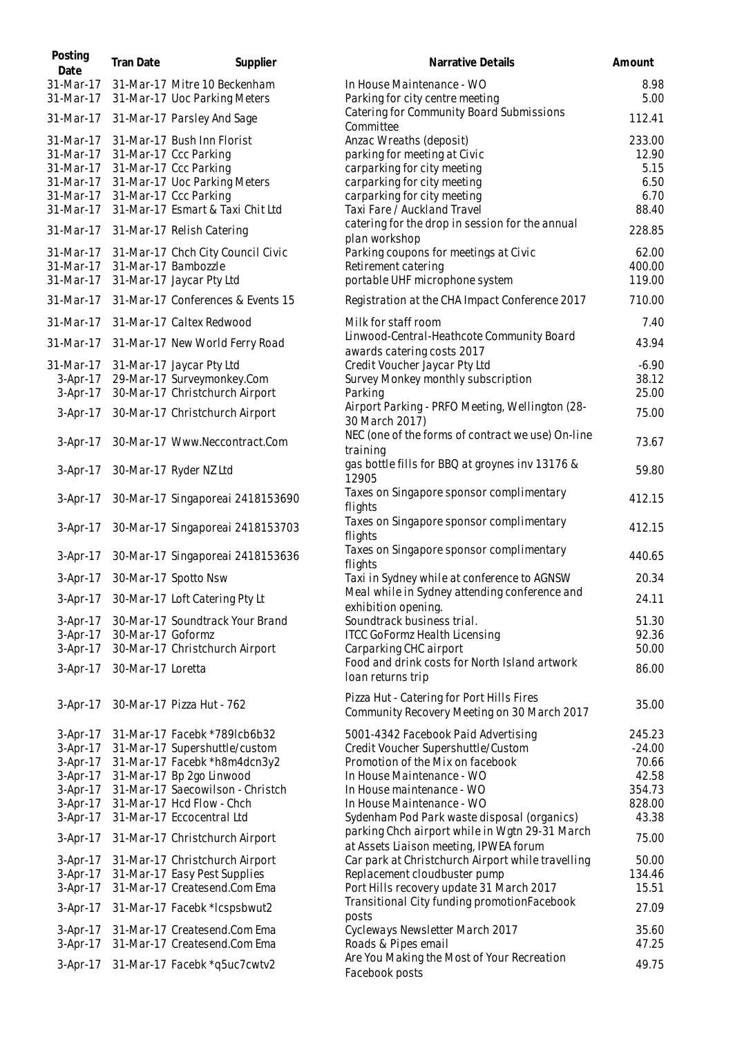| Posting Date | Tran Date | Supplier | Narrative Details | Amount |
|---|---|---|---|---|
| 31-Mar-17 | 31-Mar-17 | Mitre 10 Beckenham | In House Maintenance - WO | 8.98 |
| 31-Mar-17 | 31-Mar-17 | Uoc Parking Meters | Parking for city centre meeting | 5.00 |
| 31-Mar-17 | 31-Mar-17 | Parsley And Sage | Catering for Community Board Submissions Committee | 112.41 |
| 31-Mar-17 | 31-Mar-17 | Bush Inn Florist | Anzac Wreaths (deposit) | 233.00 |
| 31-Mar-17 | 31-Mar-17 | Ccc Parking | parking for meeting at Civic | 12.90 |
| 31-Mar-17 | 31-Mar-17 | Ccc Parking | carparking for city meeting | 5.15 |
| 31-Mar-17 | 31-Mar-17 | Uoc Parking Meters | carparking for city meeting | 6.50 |
| 31-Mar-17 | 31-Mar-17 | Ccc Parking | carparking for city meeting | 6.70 |
| 31-Mar-17 | 31-Mar-17 | Esmart & Taxi Chit Ltd | Taxi Fare / Auckland Travel | 88.40 |
| 31-Mar-17 | 31-Mar-17 | Relish Catering | catering for the drop in session for the annual plan workshop | 228.85 |
| 31-Mar-17 | 31-Mar-17 | Chch City Council Civic | Parking coupons for meetings at Civic | 62.00 |
| 31-Mar-17 | 31-Mar-17 | Bambozzle | Retirement catering | 400.00 |
| 31-Mar-17 | 31-Mar-17 | Jaycar Pty Ltd | portable UHF microphone system | 119.00 |
| 31-Mar-17 | 31-Mar-17 | Conferences & Events 15 | Registration at the CHA Impact Conference 2017 | 710.00 |
| 31-Mar-17 | 31-Mar-17 | Caltex Redwood | Milk for staff room | 7.40 |
| 31-Mar-17 | 31-Mar-17 | New World Ferry Road | Linwood-Central-Heathcote Community Board awards catering costs 2017 | 43.94 |
| 31-Mar-17 | 31-Mar-17 | Jaycar Pty Ltd | Credit Voucher Jaycar Pty Ltd | -6.90 |
| 3-Apr-17 | 29-Mar-17 | Surveymonkey.Com | Survey Monkey monthly subscription | 38.12 |
| 3-Apr-17 | 30-Mar-17 | Christchurch Airport | Parking | 25.00 |
| 3-Apr-17 | 30-Mar-17 | Christchurch Airport | Airport Parking - PRFO Meeting, Wellington (28-30 March 2017) | 75.00 |
| 3-Apr-17 | 30-Mar-17 | Www.Neccontract.Com | NEC (one of the forms of contract we use) On-line training | 73.67 |
| 3-Apr-17 | 30-Mar-17 | Ryder NZ Ltd | gas bottle fills for BBQ at groynes inv 13176 & 12905 | 59.80 |
| 3-Apr-17 | 30-Mar-17 | Singaporeai 2418153690 | Taxes on Singapore sponsor complimentary flights | 412.15 |
| 3-Apr-17 | 30-Mar-17 | Singaporeai 2418153703 | Taxes on Singapore sponsor complimentary flights | 412.15 |
| 3-Apr-17 | 30-Mar-17 | Singaporeai 2418153636 | Taxes on Singapore sponsor complimentary flights | 440.65 |
| 3-Apr-17 | 30-Mar-17 | Spotto Nsw | Taxi in Sydney while at conference to AGNSW | 20.34 |
| 3-Apr-17 | 30-Mar-17 | Loft Catering Pty Lt | Meal while in Sydney attending conference and exhibition opening. | 24.11 |
| 3-Apr-17 | 30-Mar-17 | Soundtrack Your Brand | Soundtrack business trial. | 51.30 |
| 3-Apr-17 | 30-Mar-17 | Goformz | ITCC GoFormz Health Licensing | 92.36 |
| 3-Apr-17 | 30-Mar-17 | Christchurch Airport | Carparking CHC airport | 50.00 |
| 3-Apr-17 | 30-Mar-17 | Loretta | Food and drink costs for North Island artwork loan returns trip | 86.00 |
| 3-Apr-17 | 30-Mar-17 | Pizza Hut - 762 | Pizza Hut - Catering for Port Hills Fires Community Recovery Meeting on 30 March 2017 | 35.00 |
| 3-Apr-17 | 31-Mar-17 | Facebk *789lcb6b32 | 5001-4342 Facebook Paid Advertising | 245.23 |
| 3-Apr-17 | 31-Mar-17 | Supershuttle/custom | Credit Voucher Supershuttle/Custom | -24.00 |
| 3-Apr-17 | 31-Mar-17 | Facebk *h8m4dcn3y2 | Promotion of the Mix on facebook | 70.66 |
| 3-Apr-17 | 31-Mar-17 | Bp 2go Linwood | In House Maintenance - WO | 42.58 |
| 3-Apr-17 | 31-Mar-17 | Saecowilson - Christch | In House maintenance - WO | 354.73 |
| 3-Apr-17 | 31-Mar-17 | Hcd Flow - Chch | In House Maintenance - WO | 828.00 |
| 3-Apr-17 | 31-Mar-17 | Eccocentral Ltd | Sydenham Pod Park waste disposal (organics) | 43.38 |
| 3-Apr-17 | 31-Mar-17 | Christchurch Airport | parking Chch airport while in Wgtn 29-31 March at Assets Liaison meeting, IPWEA forum | 75.00 |
| 3-Apr-17 | 31-Mar-17 | Christchurch Airport | Car park at Christchurch Airport while travelling | 50.00 |
| 3-Apr-17 | 31-Mar-17 | Easy Pest Supplies | Replacement cloudbuster pump | 134.46 |
| 3-Apr-17 | 31-Mar-17 | Createsend.Com Ema | Port Hills recovery update 31 March 2017 | 15.51 |
| 3-Apr-17 | 31-Mar-17 | Facebk *lcspsbwut2 | Transitional City funding promotionFacebook posts | 27.09 |
| 3-Apr-17 | 31-Mar-17 | Createsend.Com Ema | Cycleways Newsletter March 2017 | 35.60 |
| 3-Apr-17 | 31-Mar-17 | Createsend.Com Ema | Roads & Pipes email | 47.25 |
| 3-Apr-17 | 31-Mar-17 | Facebk *q5uc7cwtv2 | Are You Making the Most of Your Recreation Facebook posts | 49.75 |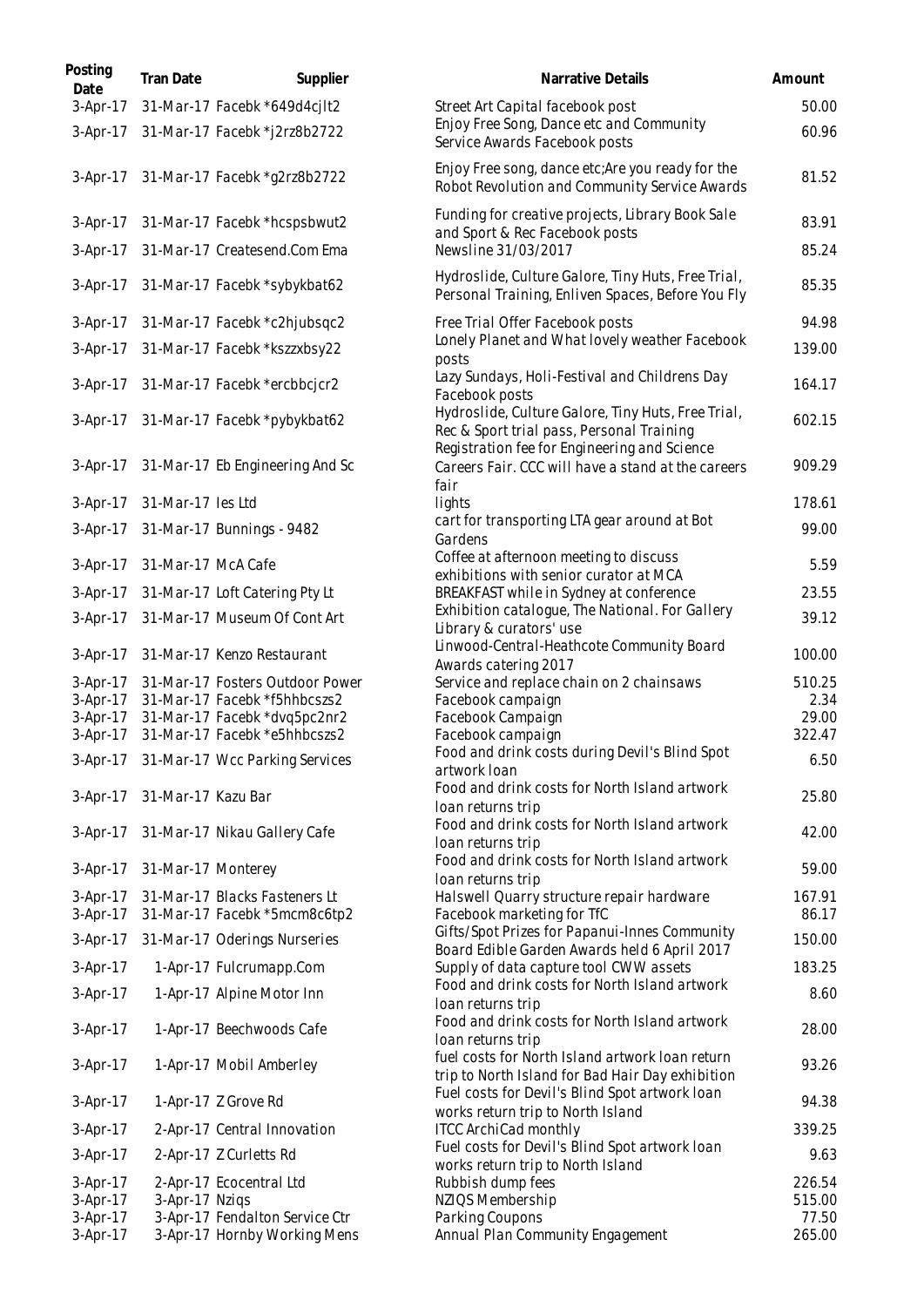| Posting Date | Tran Date | Supplier | Narrative Details | Amount |
| --- | --- | --- | --- | --- |
| 3-Apr-17 | 31-Mar-17 | Facebk *649d4cjlt2 | Street Art Capital facebook post | 50.00 |
| 3-Apr-17 | 31-Mar-17 | Facebk *j2rz8b2722 | Enjoy Free Song, Dance etc and Community Service Awards Facebook posts | 60.96 |
| 3-Apr-17 | 31-Mar-17 | Facebk *g2rz8b2722 | Enjoy Free song, dance etc;Are you ready for the Robot Revolution and Community Service Awards | 81.52 |
| 3-Apr-17 | 31-Mar-17 | Facebk *hcspsbwut2 | Funding for creative projects, Library Book Sale and Sport & Rec Facebook posts | 83.91 |
| 3-Apr-17 | 31-Mar-17 | Createsend.Com Ema | Newsline 31/03/2017 | 85.24 |
| 3-Apr-17 | 31-Mar-17 | Facebk *sybykbat62 | Hydroslide, Culture Galore, Tiny Huts, Free Trial, Personal Training, Enliven Spaces, Before You Fly | 85.35 |
| 3-Apr-17 | 31-Mar-17 | Facebk *c2hjubsqc2 | Free Trial Offer Facebook posts | 94.98 |
| 3-Apr-17 | 31-Mar-17 | Facebk *kszzxbsy22 | Lonely Planet and What lovely weather Facebook posts | 139.00 |
| 3-Apr-17 | 31-Mar-17 | Facebk *ercbbcjcr2 | Lazy Sundays, Holi-Festival and Childrens Day Facebook posts | 164.17 |
| 3-Apr-17 | 31-Mar-17 | Facebk *pybykbat62 | Hydroslide, Culture Galore, Tiny Huts, Free Trial, Rec & Sport trial pass, Personal Training | 602.15 |
| 3-Apr-17 | 31-Mar-17 | Eb Engineering And Sc | Registration fee for Engineering and Science Careers Fair. CCC will have a stand at the careers fair | 909.29 |
| 3-Apr-17 | 31-Mar-17 | Ies Ltd | lights | 178.61 |
| 3-Apr-17 | 31-Mar-17 | Bunnings - 9482 | cart for transporting LTA gear around at Bot Gardens | 99.00 |
| 3-Apr-17 | 31-Mar-17 | McA Cafe | Coffee at afternoon meeting to discuss exhibitions with senior curator at MCA | 5.59 |
| 3-Apr-17 | 31-Mar-17 | Loft Catering Pty Lt | BREAKFAST while in Sydney at conference | 23.55 |
| 3-Apr-17 | 31-Mar-17 | Museum Of Cont Art | Exhibition catalogue, The National. For Gallery Library & curators' use | 39.12 |
| 3-Apr-17 | 31-Mar-17 | Kenzo Restaurant | Linwood-Central-Heathcote Community Board Awards catering 2017 | 100.00 |
| 3-Apr-17 | 31-Mar-17 | Fosters Outdoor Power | Service and replace chain on 2 chainsaws | 510.25 |
| 3-Apr-17 | 31-Mar-17 | Facebk *f5hhbcszs2 | Facebook campaign | 2.34 |
| 3-Apr-17 | 31-Mar-17 | Facebk *dvq5pc2nr2 | Facebook Campaign | 29.00 |
| 3-Apr-17 | 31-Mar-17 | Facebk *e5hhbcszs2 | Facebook campaign | 322.47 |
| 3-Apr-17 | 31-Mar-17 | Wcc Parking Services | Food and drink costs during Devil's Blind Spot artwork loan | 6.50 |
| 3-Apr-17 | 31-Mar-17 | Kazu Bar | Food and drink costs for North Island artwork loan returns trip | 25.80 |
| 3-Apr-17 | 31-Mar-17 | Nikau Gallery Cafe | Food and drink costs for North Island artwork loan returns trip | 42.00 |
| 3-Apr-17 | 31-Mar-17 | Monterey | Food and drink costs for North Island artwork loan returns trip | 59.00 |
| 3-Apr-17 | 31-Mar-17 | Blacks Fasteners Lt | Halswell Quarry structure repair hardware | 167.91 |
| 3-Apr-17 | 31-Mar-17 | Facebk *5mcm8c6tp2 | Facebook marketing for TfC | 86.17 |
| 3-Apr-17 | 31-Mar-17 | Oderings Nurseries | Gifts/Spot Prizes for Papanui-Innes Community Board Edible Garden Awards held 6 April 2017 | 150.00 |
| 3-Apr-17 | 1-Apr-17 | Fulcrumapp.Com | Supply of data capture tool CWW assets | 183.25 |
| 3-Apr-17 | 1-Apr-17 | Alpine Motor Inn | Food and drink costs for North Island artwork loan returns trip | 8.60 |
| 3-Apr-17 | 1-Apr-17 | Beechwoods Cafe | Food and drink costs for North Island artwork loan returns trip | 28.00 |
| 3-Apr-17 | 1-Apr-17 | Mobil Amberley | fuel costs for North Island artwork loan return trip to North Island for Bad Hair Day exhibition | 93.26 |
| 3-Apr-17 | 1-Apr-17 | Z Grove Rd | Fuel costs for Devil's Blind Spot artwork loan works return trip to North Island | 94.38 |
| 3-Apr-17 | 2-Apr-17 | Central Innovation | ITCC ArchiCad monthly | 339.25 |
| 3-Apr-17 | 2-Apr-17 | Z Curletts Rd | Fuel costs for Devil's Blind Spot artwork loan works return trip to North Island | 9.63 |
| 3-Apr-17 | 2-Apr-17 | Ecocentral Ltd | Rubbish dump fees | 226.54 |
| 3-Apr-17 | 3-Apr-17 | Nziqs | NZIQS Membership | 515.00 |
| 3-Apr-17 | 3-Apr-17 | Fendalton Service Ctr | Parking Coupons | 77.50 |
| 3-Apr-17 | 3-Apr-17 | Hornby Working Mens | Annual Plan Community Engagement | 265.00 |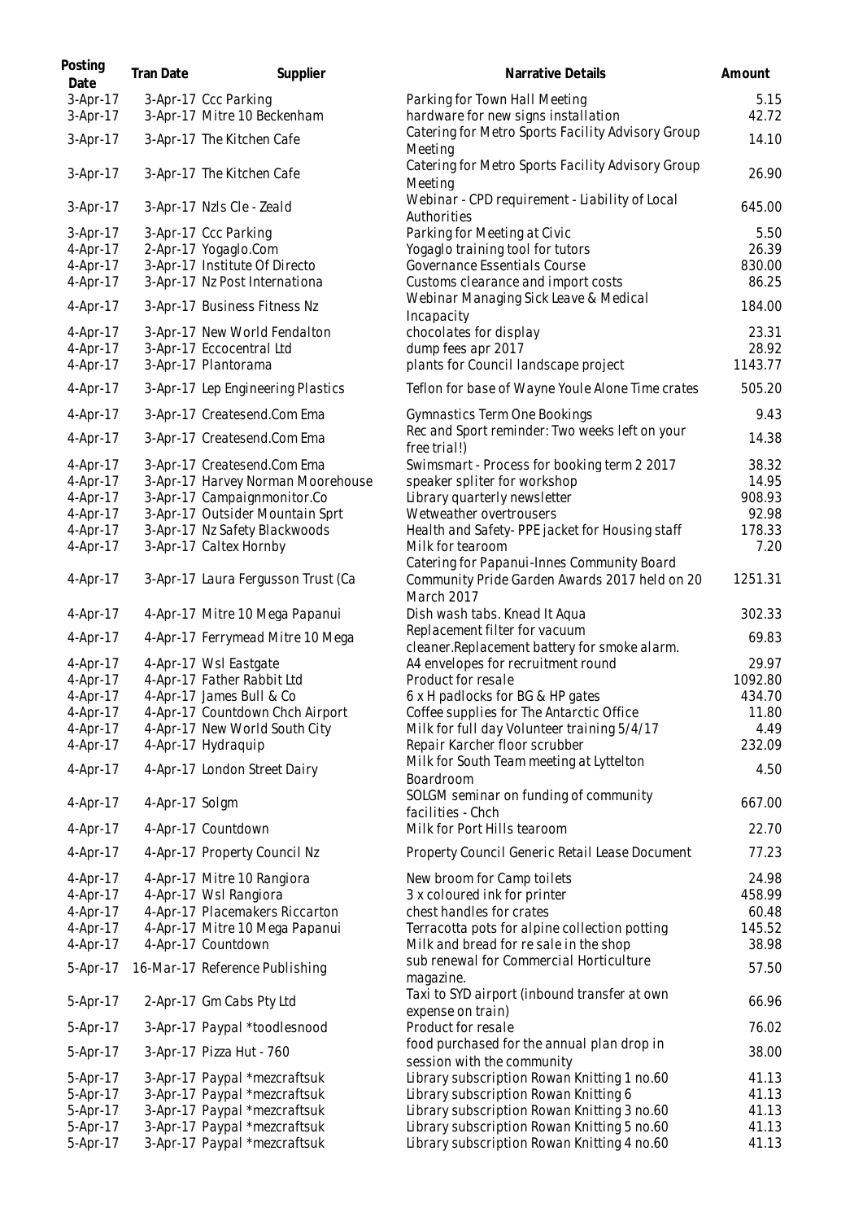| Posting Date | Tran Date | Supplier | Narrative Details | Amount |
| --- | --- | --- | --- | --- |
| 3-Apr-17 | 3-Apr-17 | Ccc Parking | Parking for Town Hall Meeting | 5.15 |
| 3-Apr-17 | 3-Apr-17 | Mitre 10 Beckenham | hardware for new signs installation | 42.72 |
| 3-Apr-17 | 3-Apr-17 | The Kitchen Cafe | Catering for Metro Sports Facility Advisory Group Meeting | 14.10 |
| 3-Apr-17 | 3-Apr-17 | The Kitchen Cafe | Catering for Metro Sports Facility Advisory Group Meeting | 26.90 |
| 3-Apr-17 | 3-Apr-17 | Nzls Cle - Zeald | Webinar - CPD requirement - Liability of Local Authorities | 645.00 |
| 3-Apr-17 | 3-Apr-17 | Ccc Parking | Parking for Meeting at Civic | 5.50 |
| 4-Apr-17 | 2-Apr-17 | Yogaglo.Com | Yogaglo training tool for tutors | 26.39 |
| 4-Apr-17 | 3-Apr-17 | Institute Of Directo | Governance Essentials Course | 830.00 |
| 4-Apr-17 | 3-Apr-17 | Nz Post Internationa | Customs clearance and import costs | 86.25 |
| 4-Apr-17 | 3-Apr-17 | Business Fitness Nz | Webinar Managing Sick Leave & Medical Incapacity | 184.00 |
| 4-Apr-17 | 3-Apr-17 | New World Fendalton | chocolates for display | 23.31 |
| 4-Apr-17 | 3-Apr-17 | Eccocentral Ltd | dump fees apr 2017 | 28.92 |
| 4-Apr-17 | 3-Apr-17 | Plantorama | plants for Council landscape project | 1143.77 |
| 4-Apr-17 | 3-Apr-17 | Lep Engineering Plastics | Teflon for base of Wayne Youle Alone Time crates | 505.20 |
| 4-Apr-17 | 3-Apr-17 | Createsend.Com Ema | Gymnastics Term One Bookings | 9.43 |
| 4-Apr-17 | 3-Apr-17 | Createsend.Com Ema | Rec and Sport reminder: Two weeks left on your free trial!) | 14.38 |
| 4-Apr-17 | 3-Apr-17 | Createsend.Com Ema | Swimsmart - Process for booking term 2 2017 | 38.32 |
| 4-Apr-17 | 3-Apr-17 | Harvey Norman Moorehouse | speaker spliter for workshop | 14.95 |
| 4-Apr-17 | 3-Apr-17 | Campaignmonitor.Co | Library quarterly newsletter | 908.93 |
| 4-Apr-17 | 3-Apr-17 | Outsider Mountain Sprt | Wetweather overtrousers | 92.98 |
| 4-Apr-17 | 3-Apr-17 | Nz Safety Blackwoods | Health and Safety- PPE jacket for Housing staff | 178.33 |
| 4-Apr-17 | 3-Apr-17 | Caltex Hornby | Milk for tearoom | 7.20 |
| 4-Apr-17 | 3-Apr-17 | Laura Fergusson Trust (Ca | Catering for Papanui-Innes Community Board Community Pride Garden Awards 2017 held on 20 March 2017 | 1251.31 |
| 4-Apr-17 | 4-Apr-17 | Mitre 10 Mega Papanui | Dish wash tabs. Knead It Aqua | 302.33 |
| 4-Apr-17 | 4-Apr-17 | Ferrymead Mitre 10 Mega | Replacement filter for vacuum cleaner.Replacement battery for smoke alarm. | 69.83 |
| 4-Apr-17 | 4-Apr-17 | Wsl Eastgate | A4 envelopes for recruitment round | 29.97 |
| 4-Apr-17 | 4-Apr-17 | Father Rabbit Ltd | Product for resale | 1092.80 |
| 4-Apr-17 | 4-Apr-17 | James Bull & Co | 6 x H padlocks for BG & HP gates | 434.70 |
| 4-Apr-17 | 4-Apr-17 | Countdown Chch Airport | Coffee supplies for The Antarctic Office | 11.80 |
| 4-Apr-17 | 4-Apr-17 | New World South City | Milk for full day Volunteer training 5/4/17 | 4.49 |
| 4-Apr-17 | 4-Apr-17 | Hydraquip | Repair Karcher floor scrubber | 232.09 |
| 4-Apr-17 | 4-Apr-17 | London Street Dairy | Milk for South Team meeting at Lyttelton Boardroom | 4.50 |
| 4-Apr-17 | 4-Apr-17 | Solgm | SOLGM seminar on funding of community facilities - Chch | 667.00 |
| 4-Apr-17 | 4-Apr-17 | Countdown | Milk for Port Hills tearoom | 22.70 |
| 4-Apr-17 | 4-Apr-17 | Property Council Nz | Property Council Generic Retail Lease Document | 77.23 |
| 4-Apr-17 | 4-Apr-17 | Mitre 10 Rangiora | New broom for Camp toilets | 24.98 |
| 4-Apr-17 | 4-Apr-17 | Wsl Rangiora | 3 x coloured ink for printer | 458.99 |
| 4-Apr-17 | 4-Apr-17 | Placemakers Riccarton | chest handles for crates | 60.48 |
| 4-Apr-17 | 4-Apr-17 | Mitre 10 Mega Papanui | Terracotta pots for alpine collection potting | 145.52 |
| 4-Apr-17 | 4-Apr-17 | Countdown | Milk and bread for re sale in the shop | 38.98 |
| 5-Apr-17 | 16-Mar-17 | Reference Publishing | sub renewal for Commercial Horticulture magazine. | 57.50 |
| 5-Apr-17 | 2-Apr-17 | Gm Cabs Pty Ltd | Taxi to SYD airport (inbound transfer at own expense on train) | 66.96 |
| 5-Apr-17 | 3-Apr-17 | Paypal *toodlesnood | Product for resale | 76.02 |
| 5-Apr-17 | 3-Apr-17 | Pizza Hut - 760 | food purchased for the annual plan drop in session with the community | 38.00 |
| 5-Apr-17 | 3-Apr-17 | Paypal *mezcraftsuk | Library subscription Rowan Knitting 1 no.60 | 41.13 |
| 5-Apr-17 | 3-Apr-17 | Paypal *mezcraftsuk | Library subscription Rowan Knitting 6 | 41.13 |
| 5-Apr-17 | 3-Apr-17 | Paypal *mezcraftsuk | Library subscription Rowan Knitting 3 no.60 | 41.13 |
| 5-Apr-17 | 3-Apr-17 | Paypal *mezcraftsuk | Library subscription Rowan Knitting 5 no.60 | 41.13 |
| 5-Apr-17 | 3-Apr-17 | Paypal *mezcraftsuk | Library subscription Rowan Knitting 4 no.60 | 41.13 |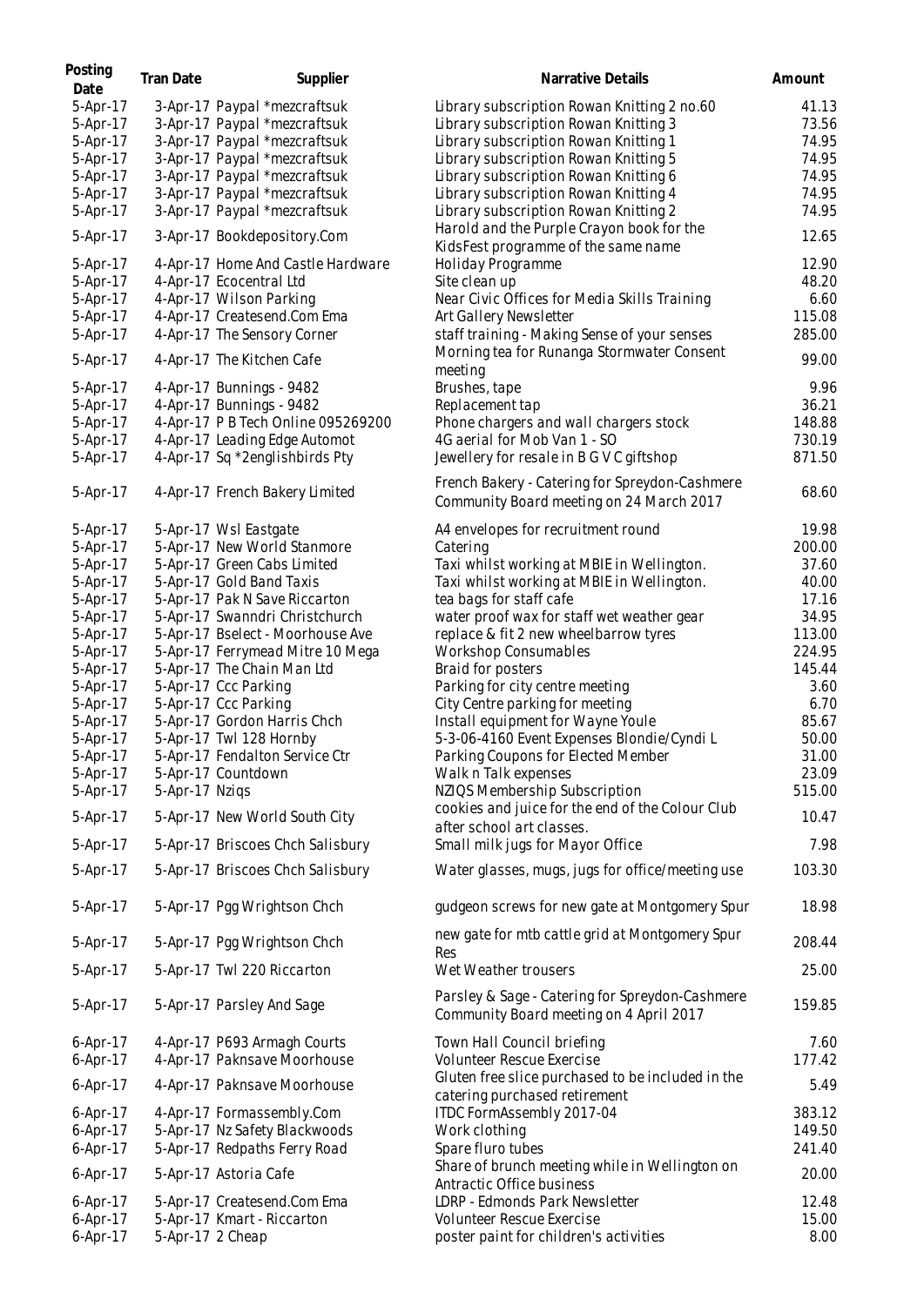| Posting Date | Tran Date | Supplier | Narrative Details | Amount |
| --- | --- | --- | --- | --- |
| 5-Apr-17 | 3-Apr-17 | Paypal *mezcraftsuk | Library subscription Rowan Knitting 2 no.60 | 41.13 |
| 5-Apr-17 | 3-Apr-17 | Paypal *mezcraftsuk | Library subscription Rowan Knitting 3 | 73.56 |
| 5-Apr-17 | 3-Apr-17 | Paypal *mezcraftsuk | Library subscription Rowan Knitting 1 | 74.95 |
| 5-Apr-17 | 3-Apr-17 | Paypal *mezcraftsuk | Library subscription Rowan Knitting 5 | 74.95 |
| 5-Apr-17 | 3-Apr-17 | Paypal *mezcraftsuk | Library subscription Rowan Knitting 6 | 74.95 |
| 5-Apr-17 | 3-Apr-17 | Paypal *mezcraftsuk | Library subscription Rowan Knitting 4 | 74.95 |
| 5-Apr-17 | 3-Apr-17 | Paypal *mezcraftsuk | Library subscription Rowan Knitting 2 | 74.95 |
| 5-Apr-17 | 3-Apr-17 | Bookdepository.Com | Harold and the Purple Crayon book for the KidsFest programme of the same name | 12.65 |
| 5-Apr-17 | 4-Apr-17 | Home And Castle Hardware | Holiday Programme | 12.90 |
| 5-Apr-17 | 4-Apr-17 | Ecocentral Ltd | Site clean up | 48.20 |
| 5-Apr-17 | 4-Apr-17 | Wilson Parking | Near Civic Offices for Media Skills Training | 6.60 |
| 5-Apr-17 | 4-Apr-17 | Createsend.Com Ema | Art Gallery Newsletter | 115.08 |
| 5-Apr-17 | 4-Apr-17 | The Sensory Corner | staff training - Making Sense of your senses | 285.00 |
| 5-Apr-17 | 4-Apr-17 | The Kitchen Cafe | Morning tea for Runanga Stormwater Consent meeting | 99.00 |
| 5-Apr-17 | 4-Apr-17 | Bunnings - 9482 | Brushes, tape | 9.96 |
| 5-Apr-17 | 4-Apr-17 | Bunnings - 9482 | Replacement tap | 36.21 |
| 5-Apr-17 | 4-Apr-17 | P B Tech Online 095269200 | Phone chargers and wall chargers stock | 148.88 |
| 5-Apr-17 | 4-Apr-17 | Leading Edge Automot | 4G aerial for Mob Van 1 - SO | 730.19 |
| 5-Apr-17 | 4-Apr-17 | Sq *2englishbirds Pty | Jewellery for resale in B G V C giftshop | 871.50 |
| 5-Apr-17 | 4-Apr-17 | French Bakery Limited | French Bakery - Catering for Spreydon-Cashmere Community Board meeting on 24 March 2017 | 68.60 |
| 5-Apr-17 | 5-Apr-17 | Wsl Eastgate | A4 envelopes for recruitment round | 19.98 |
| 5-Apr-17 | 5-Apr-17 | New World Stanmore | Catering | 200.00 |
| 5-Apr-17 | 5-Apr-17 | Green Cabs Limited | Taxi whilst working at MBIE in Wellington. | 37.60 |
| 5-Apr-17 | 5-Apr-17 | Gold Band Taxis | Taxi whilst working at MBIE in Wellington. | 40.00 |
| 5-Apr-17 | 5-Apr-17 | Pak N Save Riccarton | tea bags for staff cafe | 17.16 |
| 5-Apr-17 | 5-Apr-17 | Swanndri Christchurch | water proof wax for staff wet weather gear | 34.95 |
| 5-Apr-17 | 5-Apr-17 | Bselect - Moorhouse Ave | replace & fit 2 new wheelbarrow tyres | 113.00 |
| 5-Apr-17 | 5-Apr-17 | Ferrymead Mitre 10 Mega | Workshop Consumables | 224.95 |
| 5-Apr-17 | 5-Apr-17 | The Chain Man Ltd | Braid for posters | 145.44 |
| 5-Apr-17 | 5-Apr-17 | Ccc Parking | Parking for city centre meeting | 3.60 |
| 5-Apr-17 | 5-Apr-17 | Ccc Parking | City Centre parking for meeting | 6.70 |
| 5-Apr-17 | 5-Apr-17 | Gordon Harris Chch | Install equipment for Wayne Youle | 85.67 |
| 5-Apr-17 | 5-Apr-17 | Twl 128 Hornby | 5-3-06-4160 Event Expenses Blondie/Cyndi L | 50.00 |
| 5-Apr-17 | 5-Apr-17 | Fendalton Service Ctr | Parking Coupons for Elected Member | 31.00 |
| 5-Apr-17 | 5-Apr-17 | Countdown | Walk n Talk expenses | 23.09 |
| 5-Apr-17 | 5-Apr-17 | Nziqs | NZIQS Membership Subscription | 515.00 |
| 5-Apr-17 | 5-Apr-17 | New World South City | cookies and juice for the end of the Colour Club after school art classes. | 10.47 |
| 5-Apr-17 | 5-Apr-17 | Briscoes Chch Salisbury | Small milk jugs for Mayor Office | 7.98 |
| 5-Apr-17 | 5-Apr-17 | Briscoes Chch Salisbury | Water glasses, mugs, jugs for office/meeting use | 103.30 |
| 5-Apr-17 | 5-Apr-17 | Pgg Wrightson Chch | gudgeon screws for new gate at Montgomery Spur | 18.98 |
| 5-Apr-17 | 5-Apr-17 | Pgg Wrightson Chch | new gate for mtb cattle grid at Montgomery Spur Res | 208.44 |
| 5-Apr-17 | 5-Apr-17 | Twl 220 Riccarton | Wet Weather trousers | 25.00 |
| 5-Apr-17 | 5-Apr-17 | Parsley And Sage | Parsley & Sage - Catering for Spreydon-Cashmere Community Board meeting on 4 April 2017 | 159.85 |
| 6-Apr-17 | 4-Apr-17 | P693 Armagh Courts | Town Hall Council briefing | 7.60 |
| 6-Apr-17 | 4-Apr-17 | Paknsave Moorhouse | Volunteer Rescue Exercise | 177.42 |
| 6-Apr-17 | 4-Apr-17 | Paknsave Moorhouse | Gluten free slice purchased to be included in the catering purchased retirement | 5.49 |
| 6-Apr-17 | 4-Apr-17 | Formassembly.Com | ITDC FormAssembly 2017-04 | 383.12 |
| 6-Apr-17 | 5-Apr-17 | Nz Safety Blackwoods | Work clothing | 149.50 |
| 6-Apr-17 | 5-Apr-17 | Redpaths Ferry Road | Spare fluro tubes | 241.40 |
| 6-Apr-17 | 5-Apr-17 | Astoria Cafe | Share of brunch meeting while in Wellington on Antractic Office business | 20.00 |
| 6-Apr-17 | 5-Apr-17 | Createsend.Com Ema | LDRP - Edmonds Park Newsletter | 12.48 |
| 6-Apr-17 | 5-Apr-17 | Kmart - Riccarton | Volunteer Rescue Exercise | 15.00 |
| 6-Apr-17 | 5-Apr-17 | 2 Cheap | poster paint for children's activities | 8.00 |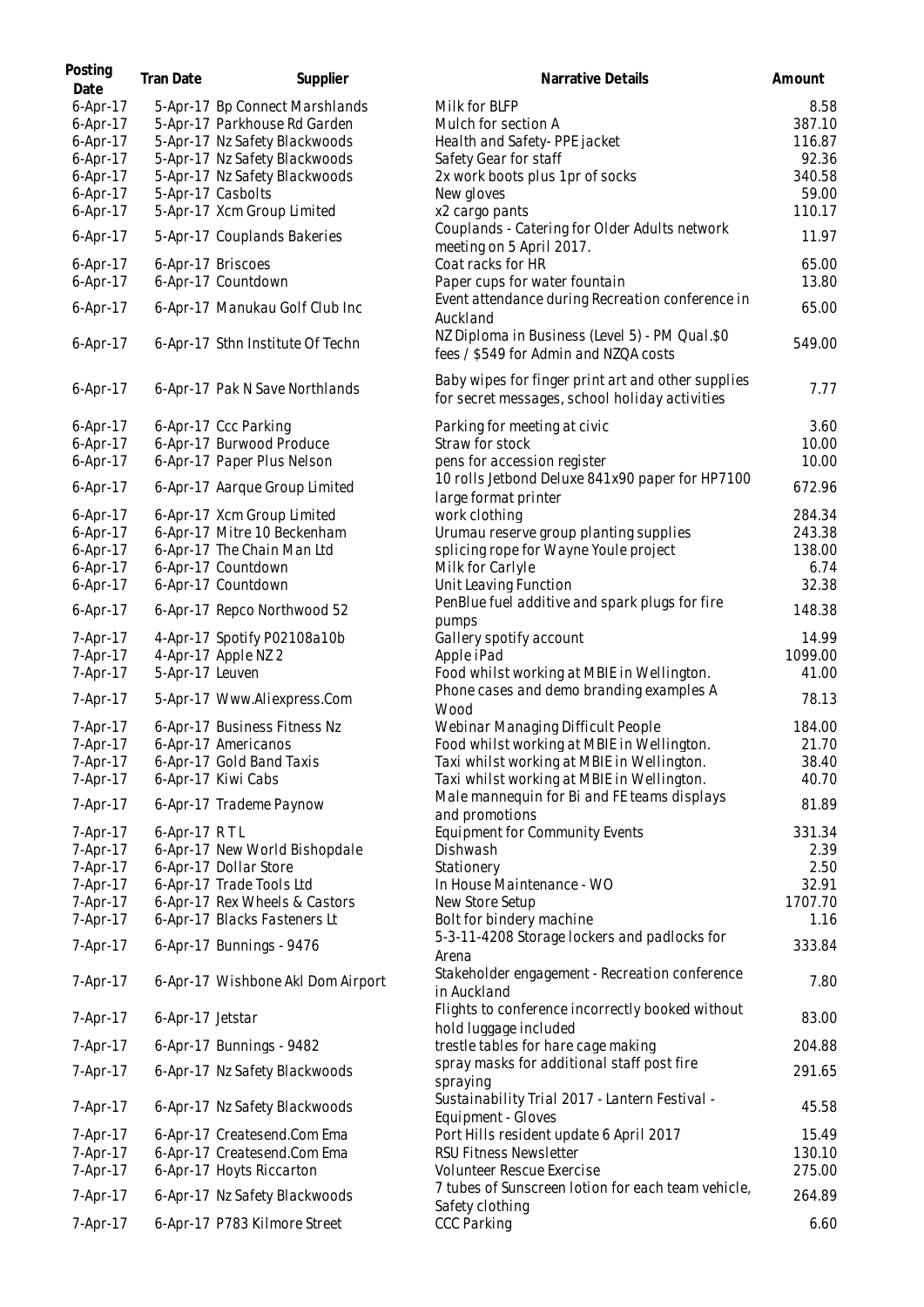| Posting Date | Tran Date | Supplier | Narrative Details | Amount |
|---|---|---|---|---|
| 6-Apr-17 | 5-Apr-17 | Bp Connect Marshlands | Milk for BLFP | 8.58 |
| 6-Apr-17 | 5-Apr-17 | Parkhouse Rd Garden | Mulch for section A | 387.10 |
| 6-Apr-17 | 5-Apr-17 | Nz Safety Blackwoods | Health and Safety- PPE jacket | 116.87 |
| 6-Apr-17 | 5-Apr-17 | Nz Safety Blackwoods | Safety Gear for staff | 92.36 |
| 6-Apr-17 | 5-Apr-17 | Nz Safety Blackwoods | 2x work boots plus 1pr of socks | 340.58 |
| 6-Apr-17 | 5-Apr-17 | Casbolts | New gloves | 59.00 |
| 6-Apr-17 | 5-Apr-17 | Xcm Group Limited | x2 cargo pants | 110.17 |
| 6-Apr-17 | 5-Apr-17 | Couplands Bakeries | Couplands - Catering for Older Adults network meeting on 5 April 2017. | 11.97 |
| 6-Apr-17 | 6-Apr-17 | Briscoes | Coat racks for HR | 65.00 |
| 6-Apr-17 | 6-Apr-17 | Countdown | Paper cups for water fountain | 13.80 |
| 6-Apr-17 | 6-Apr-17 | Manukau Golf Club Inc | Event attendance during Recreation conference in Auckland | 65.00 |
| 6-Apr-17 | 6-Apr-17 | Sthn Institute Of Techn | NZ Diploma in Business (Level 5) - PM Qual.$0 fees / $549 for Admin and NZQA costs | 549.00 |
| 6-Apr-17 | 6-Apr-17 | Pak N Save Northlands | Baby wipes for finger print art and other supplies for secret messages, school holiday activities | 7.77 |
| 6-Apr-17 | 6-Apr-17 | Ccc Parking | Parking for meeting at civic | 3.60 |
| 6-Apr-17 | 6-Apr-17 | Burwood Produce | Straw for stock | 10.00 |
| 6-Apr-17 | 6-Apr-17 | Paper Plus Nelson | pens for accession register | 10.00 |
| 6-Apr-17 | 6-Apr-17 | Aarque Group Limited | 10 rolls Jetbond Deluxe 841x90 paper for HP7100 large format printer | 672.96 |
| 6-Apr-17 | 6-Apr-17 | Xcm Group Limited | work clothing | 284.34 |
| 6-Apr-17 | 6-Apr-17 | Mitre 10 Beckenham | Urumau reserve group planting supplies | 243.38 |
| 6-Apr-17 | 6-Apr-17 | The Chain Man Ltd | splicing rope for Wayne Youle project | 138.00 |
| 6-Apr-17 | 6-Apr-17 | Countdown | Milk for Carlyle | 6.74 |
| 6-Apr-17 | 6-Apr-17 | Countdown | Unit Leaving Function | 32.38 |
| 6-Apr-17 | 6-Apr-17 | Repco Northwood 52 | PenBlue fuel additive and spark plugs for fire pumps | 148.38 |
| 7-Apr-17 | 4-Apr-17 | Spotify P02108a10b | Gallery spotify account | 14.99 |
| 7-Apr-17 | 4-Apr-17 | Apple NZ 2 | Apple iPad | 1099.00 |
| 7-Apr-17 | 5-Apr-17 | Leuven | Food whilst working at MBIE in Wellington. | 41.00 |
| 7-Apr-17 | 5-Apr-17 | Www.Aliexpress.Com | Phone cases and demo branding examples A Wood | 78.13 |
| 7-Apr-17 | 6-Apr-17 | Business Fitness Nz | Webinar Managing Difficult People | 184.00 |
| 7-Apr-17 | 6-Apr-17 | Americanos | Food whilst working at MBIE in Wellington. | 21.70 |
| 7-Apr-17 | 6-Apr-17 | Gold Band Taxis | Taxi whilst working at MBIE in Wellington. | 38.40 |
| 7-Apr-17 | 6-Apr-17 | Kiwi Cabs | Taxi whilst working at MBIE in Wellington. | 40.70 |
| 7-Apr-17 | 6-Apr-17 | Trademe Paynow | Male mannequin for Bi and FE teams displays and promotions | 81.89 |
| 7-Apr-17 | 6-Apr-17 | R T L | Equipment for Community Events | 331.34 |
| 7-Apr-17 | 6-Apr-17 | New World Bishopdale | Dishwash | 2.39 |
| 7-Apr-17 | 6-Apr-17 | Dollar Store | Stationery | 2.50 |
| 7-Apr-17 | 6-Apr-17 | Trade Tools Ltd | In House Maintenance - WO | 32.91 |
| 7-Apr-17 | 6-Apr-17 | Rex Wheels & Castors | New Store Setup | 1707.70 |
| 7-Apr-17 | 6-Apr-17 | Blacks Fasteners Lt | Bolt for bindery machine | 1.16 |
| 7-Apr-17 | 6-Apr-17 | Bunnings - 9476 | 5-3-11-4208 Storage lockers and padlocks for Arena | 333.84 |
| 7-Apr-17 | 6-Apr-17 | Wishbone Akl Dom Airport | Stakeholder engagement - Recreation conference in Auckland | 7.80 |
| 7-Apr-17 | 6-Apr-17 | Jetstar | Flights to conference incorrectly booked without hold luggage included | 83.00 |
| 7-Apr-17 | 6-Apr-17 | Bunnings - 9482 | trestle tables for hare cage making | 204.88 |
| 7-Apr-17 | 6-Apr-17 | Nz Safety Blackwoods | spray masks for additional staff post fire spraying | 291.65 |
| 7-Apr-17 | 6-Apr-17 | Nz Safety Blackwoods | Sustainability Trial 2017 - Lantern Festival - Equipment - Gloves | 45.58 |
| 7-Apr-17 | 6-Apr-17 | Createsend.Com Ema | Port Hills resident update 6 April 2017 | 15.49 |
| 7-Apr-17 | 6-Apr-17 | Createsend.Com Ema | RSU Fitness Newsletter | 130.10 |
| 7-Apr-17 | 6-Apr-17 | Hoyts Riccarton | Volunteer Rescue Exercise | 275.00 |
| 7-Apr-17 | 6-Apr-17 | Nz Safety Blackwoods | 7 tubes of Sunscreen lotion for each team vehicle, Safety clothing | 264.89 |
| 7-Apr-17 | 6-Apr-17 | P783 Kilmore Street | CCC Parking | 6.60 |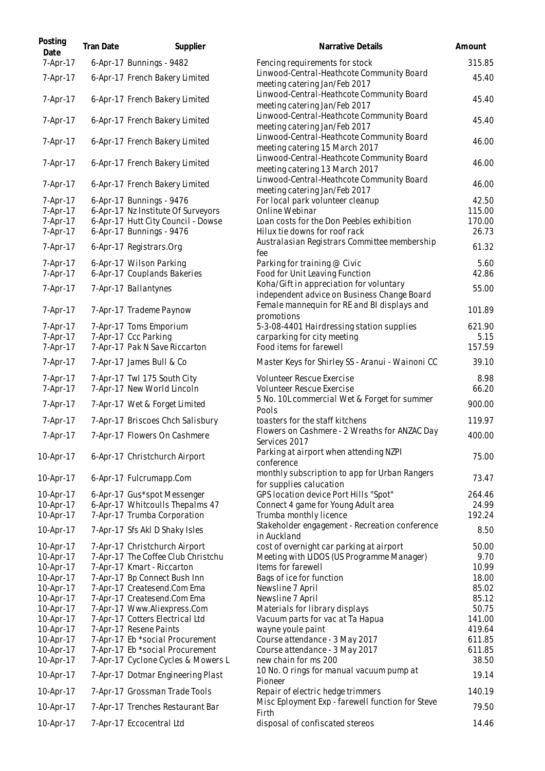| Posting Date | Tran Date | Supplier | Narrative Details | Amount |
| --- | --- | --- | --- | --- |
| 7-Apr-17 | 6-Apr-17 | Bunnings - 9482 | Fencing requirements for stock | 315.85 |
| 7-Apr-17 | 6-Apr-17 | French Bakery Limited | Linwood-Central-Heathcote Community Board meeting catering Jan/Feb 2017 | 45.40 |
| 7-Apr-17 | 6-Apr-17 | French Bakery Limited | Linwood-Central-Heathcote Community Board meeting catering Jan/Feb 2017 | 45.40 |
| 7-Apr-17 | 6-Apr-17 | French Bakery Limited | Linwood-Central-Heathcote Community Board meeting catering Jan/Feb 2017 | 45.40 |
| 7-Apr-17 | 6-Apr-17 | French Bakery Limited | Linwood-Central-Heathcote Community Board meeting catering 15 March 2017 | 46.00 |
| 7-Apr-17 | 6-Apr-17 | French Bakery Limited | Linwood-Central-Heathcote Community Board meeting catering 13 March 2017 | 46.00 |
| 7-Apr-17 | 6-Apr-17 | French Bakery Limited | Linwood-Central-Heathcote Community Board meeting catering Jan/Feb 2017 | 46.00 |
| 7-Apr-17 | 6-Apr-17 | Bunnings - 9476 | For local park volunteer cleanup | 42.50 |
| 7-Apr-17 | 6-Apr-17 | Nz Institute Of Surveyors | Online Webinar | 115.00 |
| 7-Apr-17 | 6-Apr-17 | Hutt City Council - Dowse | Loan costs for the Don Peebles exhibition | 170.00 |
| 7-Apr-17 | 6-Apr-17 | Bunnings - 9476 | Hilux tie downs for roof rack | 26.73 |
| 7-Apr-17 | 6-Apr-17 | Registrars.Org | Australasian Registrars Committee membership fee | 61.32 |
| 7-Apr-17 | 6-Apr-17 | Wilson Parking | Parking for training @ Civic | 5.60 |
| 7-Apr-17 | 6-Apr-17 | Couplands Bakeries | Food for Unit Leaving Function | 42.86 |
| 7-Apr-17 | 7-Apr-17 | Ballantynes | Koha/Gift in appreciation for voluntary independent advice on Business Change Board | 55.00 |
| 7-Apr-17 | 7-Apr-17 | Trademe Paynow | Female mannequin for RE and BI displays and promotions | 101.89 |
| 7-Apr-17 | 7-Apr-17 | Toms Emporium | 5-3-08-4401 Hairdressing station supplies | 621.90 |
| 7-Apr-17 | 7-Apr-17 | Ccc Parking | carparking for city meeting | 5.15 |
| 7-Apr-17 | 7-Apr-17 | Pak N Save Riccarton | Food items for farewell | 157.59 |
| 7-Apr-17 | 7-Apr-17 | James Bull & Co | Master Keys for Shirley SS - Aranui - Wainoni CC | 39.10 |
| 7-Apr-17 | 7-Apr-17 | Twl 175 South City | Volunteer Rescue Exercise | 8.98 |
| 7-Apr-17 | 7-Apr-17 | New World Lincoln | Volunteer Rescue Exercise | 66.20 |
| 7-Apr-17 | 7-Apr-17 | Wet & Forget Limited | 5 No. 10L commercial Wet & Forget for summer Pools | 900.00 |
| 7-Apr-17 | 7-Apr-17 | Briscoes Chch Salisbury | toasters for the staff kitchens | 119.97 |
| 7-Apr-17 | 7-Apr-17 | Flowers On Cashmere | Flowers on Cashmere - 2 Wreaths for ANZAC Day Services 2017 | 400.00 |
| 10-Apr-17 | 6-Apr-17 | Christchurch Airport | Parking at airport when attending NZPI conference | 75.00 |
| 10-Apr-17 | 6-Apr-17 | Fulcrumapp.Com | monthly subscription to app for Urban Rangers for supplies calucation | 73.47 |
| 10-Apr-17 | 6-Apr-17 | Gus*spot Messenger | GPS location device Port Hills "Spot" | 264.46 |
| 10-Apr-17 | 6-Apr-17 | Whitcoulls Thepalms 47 | Connect 4 game for Young Adult area | 24.99 |
| 10-Apr-17 | 7-Apr-17 | Trumba Corporation | Trumba monthly licence | 192.24 |
| 10-Apr-17 | 7-Apr-17 | Sfs Akl D Shaky Isles | Stakeholder engagement - Recreation conference in Auckland | 8.50 |
| 10-Apr-17 | 7-Apr-17 | Christchurch Airport | cost of overnight car parking at airport | 50.00 |
| 10-Apr-17 | 7-Apr-17 | The Coffee Club Christchu | Meeting with LIDOS (US Programme Manager) | 9.70 |
| 10-Apr-17 | 7-Apr-17 | Kmart - Riccarton | Items for farewell | 10.99 |
| 10-Apr-17 | 7-Apr-17 | Bp Connect Bush Inn | Bags of ice for function | 18.00 |
| 10-Apr-17 | 7-Apr-17 | Createsend.Com Ema | Newsline 7 April | 85.02 |
| 10-Apr-17 | 7-Apr-17 | Createsend.Com Ema | Newsline 7 April | 85.12 |
| 10-Apr-17 | 7-Apr-17 | Www.Aliexpress.Com | Materials for library displays | 50.75 |
| 10-Apr-17 | 7-Apr-17 | Cotters Electrical Ltd | Vacuum parts for vac at Ta Hapua | 141.00 |
| 10-Apr-17 | 7-Apr-17 | Resene Paints | wayne youle paint | 419.64 |
| 10-Apr-17 | 7-Apr-17 | Eb *social Procurement | Course attendance - 3 May 2017 | 611.85 |
| 10-Apr-17 | 7-Apr-17 | Eb *social Procurement | Course attendance - 3 May 2017 | 611.85 |
| 10-Apr-17 | 7-Apr-17 | Cyclone Cycles & Mowers L | new chain for ms 200 | 38.50 |
| 10-Apr-17 | 7-Apr-17 | Dotmar Engineering Plast | 10 No. O rings for manual vacuum pump at Pioneer | 19.14 |
| 10-Apr-17 | 7-Apr-17 | Grossman Trade Tools | Repair of electric hedge trimmers | 140.19 |
| 10-Apr-17 | 7-Apr-17 | Trenches Restaurant Bar | Misc Eployment Exp - farewell function for Steve Firth | 79.50 |
| 10-Apr-17 | 7-Apr-17 | Eccocentral Ltd | disposal of confiscated stereos | 14.46 |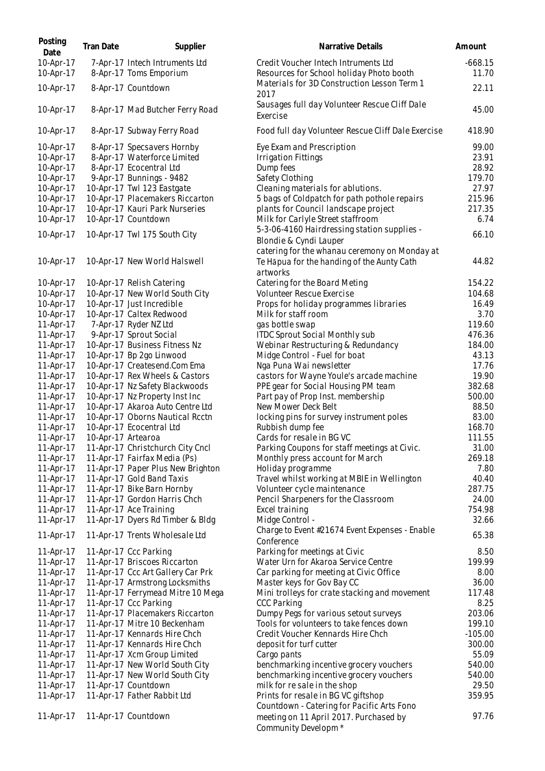| Posting Date | Tran Date | Supplier | Narrative Details | Amount |
|---|---|---|---|---|
| 10-Apr-17 | 7-Apr-17 | Intech Intruments Ltd | Credit Voucher Intech Intruments Ltd | -668.15 |
| 10-Apr-17 | 8-Apr-17 | Toms Emporium | Resources for School holiday Photo booth | 11.70 |
| 10-Apr-17 | 8-Apr-17 | Countdown | Materials for 3D Construction Lesson Term 1 2017 | 22.11 |
| 10-Apr-17 | 8-Apr-17 | Mad Butcher Ferry Road | Sausages full day Volunteer Rescue Cliff Dale Exercise | 45.00 |
| 10-Apr-17 | 8-Apr-17 | Subway Ferry Road | Food full day Volunteer Rescue Cliff Dale Exercise | 418.90 |
| 10-Apr-17 | 8-Apr-17 | Specsavers Hornby | Eye Exam and Prescription | 99.00 |
| 10-Apr-17 | 8-Apr-17 | Waterforce Limited | Irrigation Fittings | 23.91 |
| 10-Apr-17 | 8-Apr-17 | Ecocentral Ltd | Dump fees | 28.92 |
| 10-Apr-17 | 9-Apr-17 | Bunnings - 9482 | Safety Clothing | 179.70 |
| 10-Apr-17 | 10-Apr-17 | Twl 123 Eastgate | Cleaning materials for ablutions. | 27.97 |
| 10-Apr-17 | 10-Apr-17 | Placemakers Riccarton | 5 bags of Coldpatch for path pothole repairs | 215.96 |
| 10-Apr-17 | 10-Apr-17 | Kauri Park Nurseries | plants for Council landscape project | 217.35 |
| 10-Apr-17 | 10-Apr-17 | Countdown | Milk for Carlyle Street staffroom | 6.74 |
| 10-Apr-17 | 10-Apr-17 | Twl 175 South City | 5-3-06-4160 Hairdressing station supplies - Blondie & Cyndi Lauper | 66.10 |
| 10-Apr-17 | 10-Apr-17 | New World Halswell | catering for the whanau ceremony on Monday at Te Hāpua for the handing of the Aunty Cath artworks | 44.82 |
| 10-Apr-17 | 10-Apr-17 | Relish Catering | Catering for the Board Meting | 154.22 |
| 10-Apr-17 | 10-Apr-17 | New World South City | Volunteer Rescue Exercise | 104.68 |
| 10-Apr-17 | 10-Apr-17 | Just Incredible | Props for holiday programmes libraries | 16.49 |
| 10-Apr-17 | 10-Apr-17 | Caltex Redwood | Milk for staff room | 3.70 |
| 11-Apr-17 | 7-Apr-17 | Ryder NZ Ltd | gas bottle swap | 119.60 |
| 11-Apr-17 | 9-Apr-17 | Sprout Social | ITDC Sprout Social Monthly sub | 476.36 |
| 11-Apr-17 | 10-Apr-17 | Business Fitness Nz | Webinar Restructuring & Redundancy | 184.00 |
| 11-Apr-17 | 10-Apr-17 | Bp 2go Linwood | Midge Control - Fuel for boat | 43.13 |
| 11-Apr-17 | 10-Apr-17 | Createsend.Com Ema | Nga Puna Wai newsletter | 17.76 |
| 11-Apr-17 | 10-Apr-17 | Rex Wheels & Castors | castors for Wayne Youle's arcade machine | 19.90 |
| 11-Apr-17 | 10-Apr-17 | Nz Safety Blackwoods | PPE gear for Social Housing PM team | 382.68 |
| 11-Apr-17 | 10-Apr-17 | Nz Property Inst Inc | Part pay of Prop Inst. membership | 500.00 |
| 11-Apr-17 | 10-Apr-17 | Akaroa Auto Centre Ltd | New Mower Deck Belt | 88.50 |
| 11-Apr-17 | 10-Apr-17 | Oborns Nautical Rcctn | locking pins for survey instrument poles | 83.00 |
| 11-Apr-17 | 10-Apr-17 | Ecocentral Ltd | Rubbish dump fee | 168.70 |
| 11-Apr-17 | 10-Apr-17 | Artearoa | Cards for resale in BG VC | 111.55 |
| 11-Apr-17 | 11-Apr-17 | Christchurch City Cncl | Parking Coupons for staff meetings at Civic. | 31.00 |
| 11-Apr-17 | 11-Apr-17 | Fairfax Media (Ps) | Monthly press account for March | 269.18 |
| 11-Apr-17 | 11-Apr-17 | Paper Plus New Brighton | Holiday programme | 7.80 |
| 11-Apr-17 | 11-Apr-17 | Gold Band Taxis | Travel whilst working at MBIE in Wellington | 40.40 |
| 11-Apr-17 | 11-Apr-17 | Bike Barn Hornby | Volunteer cycle maintenance | 287.75 |
| 11-Apr-17 | 11-Apr-17 | Gordon Harris Chch | Pencil Sharpeners for the Classroom | 24.00 |
| 11-Apr-17 | 11-Apr-17 | Ace Training | Excel training | 754.98 |
| 11-Apr-17 | 11-Apr-17 | Dyers Rd Timber & Bldg | Midge Control - | 32.66 |
| 11-Apr-17 | 11-Apr-17 | Trents Wholesale Ltd | Charge to Event #21674 Event Expenses - Enable Conference | 65.38 |
| 11-Apr-17 | 11-Apr-17 | Ccc Parking | Parking for meetings at Civic | 8.50 |
| 11-Apr-17 | 11-Apr-17 | Briscoes Riccarton | Water Urn for Akaroa Service Centre | 199.99 |
| 11-Apr-17 | 11-Apr-17 | Ccc Art Gallery Car Prk | Car parking for meeting at Civic Office | 8.00 |
| 11-Apr-17 | 11-Apr-17 | Armstrong Locksmiths | Master keys for Gov Bay CC | 36.00 |
| 11-Apr-17 | 11-Apr-17 | Ferrymead Mitre 10 Mega | Mini trolleys for crate stacking and movement | 117.48 |
| 11-Apr-17 | 11-Apr-17 | Ccc Parking | CCC Parking | 8.25 |
| 11-Apr-17 | 11-Apr-17 | Placemakers Riccarton | Dumpy Pegs for various setout surveys | 203.06 |
| 11-Apr-17 | 11-Apr-17 | Mitre 10 Beckenham | Tools for volunteers to take fences down | 199.10 |
| 11-Apr-17 | 11-Apr-17 | Kennards Hire Chch | Credit Voucher Kennards Hire Chch | -105.00 |
| 11-Apr-17 | 11-Apr-17 | Kennards Hire Chch | deposit for turf cutter | 300.00 |
| 11-Apr-17 | 11-Apr-17 | Xcm Group Limited | Cargo pants | 55.09 |
| 11-Apr-17 | 11-Apr-17 | New World South City | benchmarking incentive grocery vouchers | 540.00 |
| 11-Apr-17 | 11-Apr-17 | New World South City | benchmarking incentive grocery vouchers | 540.00 |
| 11-Apr-17 | 11-Apr-17 | Countdown | milk for re sale in the shop | 29.50 |
| 11-Apr-17 | 11-Apr-17 | Father Rabbit Ltd | Prints for resale in BG VC giftshop | 359.95 |
| 11-Apr-17 | 11-Apr-17 | Countdown | Countdown - Catering for Pacific Arts Fono meeting on 11 April 2017. Purchased by Community Developm * | 97.76 |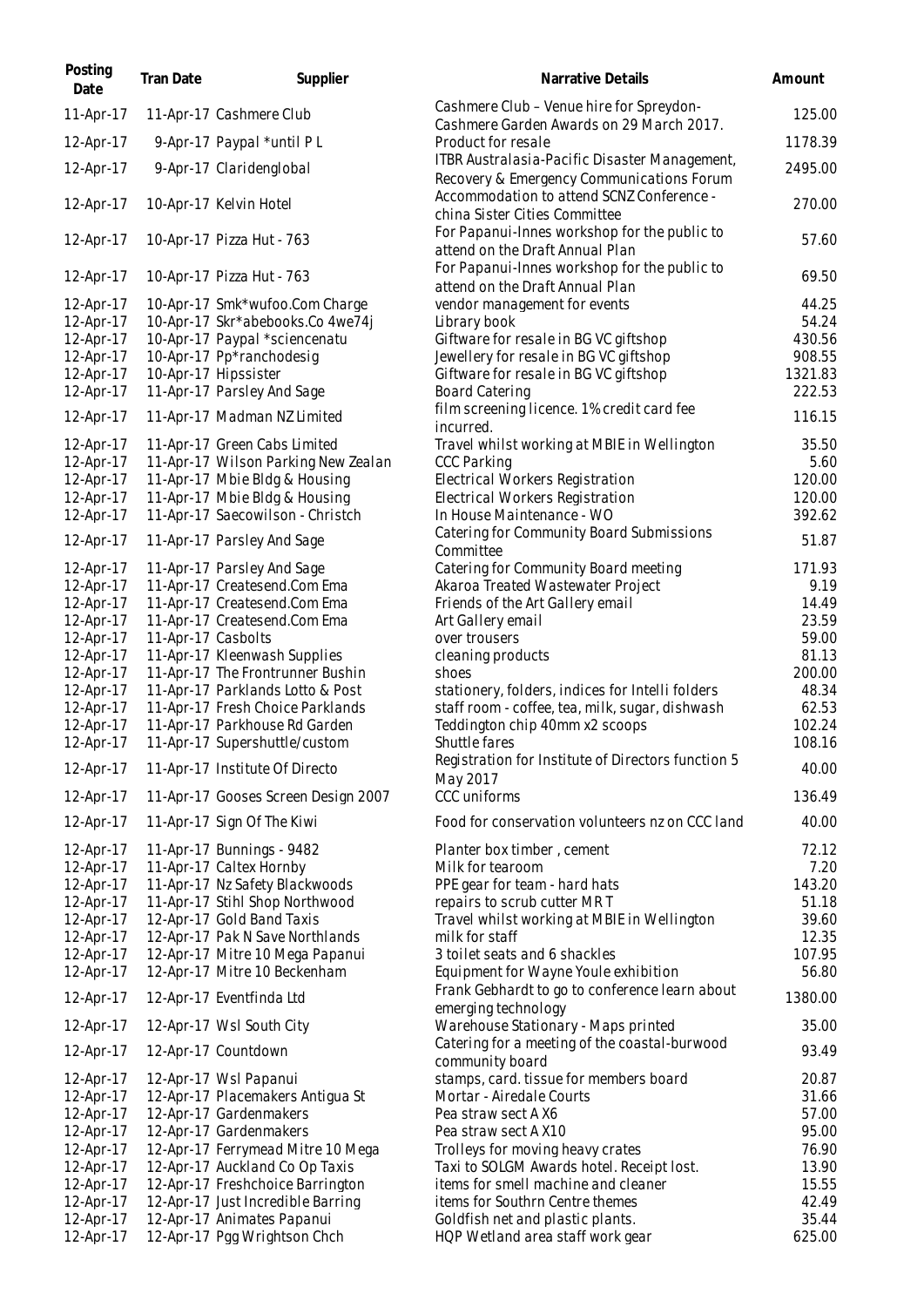| Posting Date | Tran Date | Supplier | Narrative Details | Amount |
|---|---|---|---|---|
| 11-Apr-17 | 11-Apr-17 | Cashmere Club | Cashmere Club – Venue hire for Spreydon-Cashmere Garden Awards on 29 March 2017. | 125.00 |
| 12-Apr-17 | 9-Apr-17 | Paypal *until P L | Product for resale | 1178.39 |
| 12-Apr-17 | 9-Apr-17 | Claridenglobal | ITBR Australasia-Pacific Disaster Management, Recovery & Emergency Communications Forum | 2495.00 |
| 12-Apr-17 | 10-Apr-17 | Kelvin Hotel | Accommodation to attend SCNZ Conference - china Sister Cities Committee | 270.00 |
| 12-Apr-17 | 10-Apr-17 | Pizza Hut - 763 | For Papanui-Innes workshop for the public to attend on the Draft Annual Plan | 57.60 |
| 12-Apr-17 | 10-Apr-17 | Pizza Hut - 763 | For Papanui-Innes workshop for the public to attend on the Draft Annual Plan | 69.50 |
| 12-Apr-17 | 10-Apr-17 | Smk*wufoo.Com Charge | vendor management for events | 44.25 |
| 12-Apr-17 | 10-Apr-17 | Skr*abebooks.Co 4we74j | Library book | 54.24 |
| 12-Apr-17 | 10-Apr-17 | Paypal *sciencenatu | Giftware for resale in BG VC giftshop | 430.56 |
| 12-Apr-17 | 10-Apr-17 | Pp*ranchodesig | Jewellery for resale in BG VC giftshop | 908.55 |
| 12-Apr-17 | 10-Apr-17 | Hipssister | Giftware for resale in BG VC giftshop | 1321.83 |
| 12-Apr-17 | 11-Apr-17 | Parsley And Sage | Board Catering | 222.53 |
| 12-Apr-17 | 11-Apr-17 | Madman NZ Limited | film screening licence. 1% credit card fee incurred. | 116.15 |
| 12-Apr-17 | 11-Apr-17 | Green Cabs Limited | Travel whilst working at MBIE in Wellington | 35.50 |
| 12-Apr-17 | 11-Apr-17 | Wilson Parking New Zealan | CCC Parking | 5.60 |
| 12-Apr-17 | 11-Apr-17 | Mbie Bldg & Housing | Electrical Workers Registration | 120.00 |
| 12-Apr-17 | 11-Apr-17 | Mbie Bldg & Housing | Electrical Workers Registration | 120.00 |
| 12-Apr-17 | 11-Apr-17 | Saecowilson - Christch | In House Maintenance - WO | 392.62 |
| 12-Apr-17 | 11-Apr-17 | Parsley And Sage | Catering for Community Board Submissions Committee | 51.87 |
| 12-Apr-17 | 11-Apr-17 | Parsley And Sage | Catering for Community Board meeting | 171.93 |
| 12-Apr-17 | 11-Apr-17 | Createsend.Com Ema | Akaroa Treated Wastewater Project | 9.19 |
| 12-Apr-17 | 11-Apr-17 | Createsend.Com Ema | Friends of the Art Gallery email | 14.49 |
| 12-Apr-17 | 11-Apr-17 | Createsend.Com Ema | Art Gallery email | 23.59 |
| 12-Apr-17 | 11-Apr-17 | Casbolts | over trousers | 59.00 |
| 12-Apr-17 | 11-Apr-17 | Kleenwash Supplies | cleaning products | 81.13 |
| 12-Apr-17 | 11-Apr-17 | The Frontrunner Bushin | shoes | 200.00 |
| 12-Apr-17 | 11-Apr-17 | Parklands Lotto & Post | stationery, folders, indices for Intelli folders | 48.34 |
| 12-Apr-17 | 11-Apr-17 | Fresh Choice Parklands | staff room - coffee, tea, milk, sugar, dishwash | 62.53 |
| 12-Apr-17 | 11-Apr-17 | Parkhouse Rd Garden | Teddington chip 40mm x2 scoops | 102.24 |
| 12-Apr-17 | 11-Apr-17 | Supershuttle/custom | Shuttle fares | 108.16 |
| 12-Apr-17 | 11-Apr-17 | Institute Of Directo | Registration for Institute of Directors function 5 May 2017 | 40.00 |
| 12-Apr-17 | 11-Apr-17 | Gooses Screen Design 2007 | CCC uniforms | 136.49 |
| 12-Apr-17 | 11-Apr-17 | Sign Of The Kiwi | Food for conservation volunteers nz on CCC land | 40.00 |
| 12-Apr-17 | 11-Apr-17 | Bunnings - 9482 | Planter box timber , cement | 72.12 |
| 12-Apr-17 | 11-Apr-17 | Caltex Hornby | Milk for tearoom | 7.20 |
| 12-Apr-17 | 11-Apr-17 | Nz Safety Blackwoods | PPE gear for team - hard hats | 143.20 |
| 12-Apr-17 | 11-Apr-17 | Stihl Shop Northwood | repairs to scrub cutter MR T | 51.18 |
| 12-Apr-17 | 12-Apr-17 | Gold Band Taxis | Travel whilst working at MBIE in Wellington | 39.60 |
| 12-Apr-17 | 12-Apr-17 | Pak N Save Northlands | milk for staff | 12.35 |
| 12-Apr-17 | 12-Apr-17 | Mitre 10 Mega Papanui | 3 toilet seats and 6 shackles | 107.95 |
| 12-Apr-17 | 12-Apr-17 | Mitre 10 Beckenham | Equipment for Wayne Youle exhibition | 56.80 |
| 12-Apr-17 | 12-Apr-17 | Eventfinda Ltd | Frank Gebhardt to go to conference learn about emerging technology | 1380.00 |
| 12-Apr-17 | 12-Apr-17 | Wsl South City | Warehouse Stationary - Maps printed | 35.00 |
| 12-Apr-17 | 12-Apr-17 | Countdown | Catering for a meeting of the coastal-burwood community board | 93.49 |
| 12-Apr-17 | 12-Apr-17 | Wsl Papanui | stamps, card. tissue for members board | 20.87 |
| 12-Apr-17 | 12-Apr-17 | Placemakers Antigua St | Mortar - Airedale Courts | 31.66 |
| 12-Apr-17 | 12-Apr-17 | Gardenmakers | Pea straw sect A X6 | 57.00 |
| 12-Apr-17 | 12-Apr-17 | Gardenmakers | Pea straw sect A X10 | 95.00 |
| 12-Apr-17 | 12-Apr-17 | Ferrymead Mitre 10 Mega | Trolleys for moving heavy crates | 76.90 |
| 12-Apr-17 | 12-Apr-17 | Auckland Co Op Taxis | Taxi to SOLGM Awards hotel. Receipt lost. | 13.90 |
| 12-Apr-17 | 12-Apr-17 | Freshchoice Barrington | items for smell machine and cleaner | 15.55 |
| 12-Apr-17 | 12-Apr-17 | Just Incredible Barring | items for Southrn Centre themes | 42.49 |
| 12-Apr-17 | 12-Apr-17 | Animates Papanui | Goldfish net and plastic plants. | 35.44 |
| 12-Apr-17 | 12-Apr-17 | Pgg Wrightson Chch | HQP Wetland area staff work gear | 625.00 |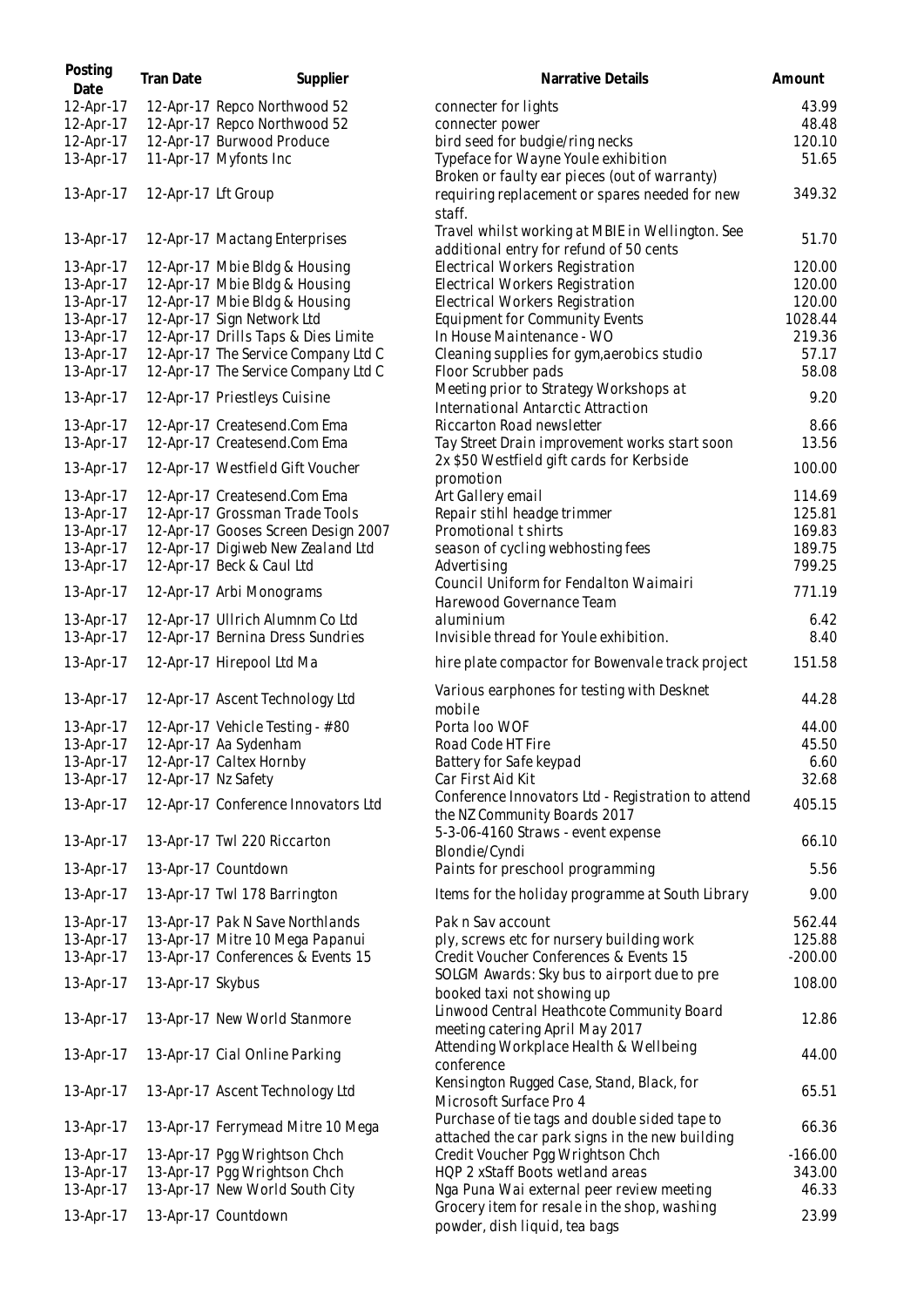| Posting Date | Tran Date | Supplier | Narrative Details | Amount |
|---|---|---|---|---|
| 12-Apr-17 | 12-Apr-17 | Repco Northwood 52 | connecter for lights | 43.99 |
| 12-Apr-17 | 12-Apr-17 | Repco Northwood 52 | connecter power | 48.48 |
| 12-Apr-17 | 12-Apr-17 | Burwood Produce | bird seed for budgie/ring necks | 120.10 |
| 13-Apr-17 | 11-Apr-17 | Myfonts Inc | Typeface for Wayne Youle exhibition | 51.65 |
| 13-Apr-17 | 12-Apr-17 | Lft Group | Broken or faulty ear pieces (out of warranty) requiring replacement or spares needed for new staff. | 349.32 |
| 13-Apr-17 | 12-Apr-17 | Mactang Enterprises | Travel whilst working at MBIE in Wellington. See additional entry for refund of 50 cents | 51.70 |
| 13-Apr-17 | 12-Apr-17 | Mbie Bldg & Housing | Electrical Workers Registration | 120.00 |
| 13-Apr-17 | 12-Apr-17 | Mbie Bldg & Housing | Electrical Workers Registration | 120.00 |
| 13-Apr-17 | 12-Apr-17 | Mbie Bldg & Housing | Electrical Workers Registration | 120.00 |
| 13-Apr-17 | 12-Apr-17 | Sign Network Ltd | Equipment for Community Events | 1028.44 |
| 13-Apr-17 | 12-Apr-17 | Drills Taps & Dies Limite | In House Maintenance - WO | 219.36 |
| 13-Apr-17 | 12-Apr-17 | The Service Company Ltd C | Cleaning supplies for gym,aerobics studio | 57.17 |
| 13-Apr-17 | 12-Apr-17 | The Service Company Ltd C | Floor Scrubber pads | 58.08 |
| 13-Apr-17 | 12-Apr-17 | Priestleys Cuisine | Meeting prior to Strategy Workshops at International Antarctic Attraction | 9.20 |
| 13-Apr-17 | 12-Apr-17 | Createsend.Com Ema | Riccarton Road newsletter | 8.66 |
| 13-Apr-17 | 12-Apr-17 | Createsend.Com Ema | Tay Street Drain improvement works start soon | 13.56 |
| 13-Apr-17 | 12-Apr-17 | Westfield Gift Voucher | 2x $50 Westfield gift cards for Kerbside promotion | 100.00 |
| 13-Apr-17 | 12-Apr-17 | Createsend.Com Ema | Art Gallery email | 114.69 |
| 13-Apr-17 | 12-Apr-17 | Grossman Trade Tools | Repair stihl headge trimmer | 125.81 |
| 13-Apr-17 | 12-Apr-17 | Gooses Screen Design 2007 | Promotional t shirts | 169.83 |
| 13-Apr-17 | 12-Apr-17 | Digiweb New Zealand Ltd | season of cycling webhosting fees | 189.75 |
| 13-Apr-17 | 12-Apr-17 | Beck & Caul Ltd | Advertising | 799.25 |
| 13-Apr-17 | 12-Apr-17 | Arbi Monograms | Council Uniform for Fendalton Waimairi Harewood Governance Team | 771.19 |
| 13-Apr-17 | 12-Apr-17 | Ullrich Alumnm Co Ltd | aluminium | 6.42 |
| 13-Apr-17 | 12-Apr-17 | Bernina Dress Sundries | Invisible thread for Youle exhibition. | 8.40 |
| 13-Apr-17 | 12-Apr-17 | Hirepool Ltd Ma | hire plate compactor for Bowenvale track project | 151.58 |
| 13-Apr-17 | 12-Apr-17 | Ascent Technology Ltd | Various earphones for testing with Desknet mobile | 44.28 |
| 13-Apr-17 | 12-Apr-17 | Vehicle Testing - #80 | Porta loo WOF | 44.00 |
| 13-Apr-17 | 12-Apr-17 | Aa Sydenham | Road Code HT Fire | 45.50 |
| 13-Apr-17 | 12-Apr-17 | Caltex Hornby | Battery for Safe keypad | 6.60 |
| 13-Apr-17 | 12-Apr-17 | Nz Safety | Car First Aid Kit | 32.68 |
| 13-Apr-17 | 12-Apr-17 | Conference Innovators Ltd | Conference Innovators Ltd - Registration to attend the NZ Community Boards 2017 | 405.15 |
| 13-Apr-17 | 13-Apr-17 | Twl 220 Riccarton | 5-3-06-4160 Straws - event expense Blondie/Cyndi | 66.10 |
| 13-Apr-17 | 13-Apr-17 | Countdown | Paints for preschool programming | 5.56 |
| 13-Apr-17 | 13-Apr-17 | Twl 178 Barrington | Items for the holiday programme at South Library | 9.00 |
| 13-Apr-17 | 13-Apr-17 | Pak N Save Northlands | Pak n Sav account | 562.44 |
| 13-Apr-17 | 13-Apr-17 | Mitre 10 Mega Papanui | ply, screws etc for nursery building work | 125.88 |
| 13-Apr-17 | 13-Apr-17 | Conferences & Events 15 | Credit Voucher Conferences & Events 15 | -200.00 |
| 13-Apr-17 | 13-Apr-17 | Skybus | SOLGM Awards: Sky bus to airport due to pre booked taxi not showing up | 108.00 |
| 13-Apr-17 | 13-Apr-17 | New World Stanmore | Linwood Central Heathcote Community Board meeting catering April May 2017 | 12.86 |
| 13-Apr-17 | 13-Apr-17 | Cial Online Parking | Attending Workplace Health & Wellbeing conference | 44.00 |
| 13-Apr-17 | 13-Apr-17 | Ascent Technology Ltd | Kensington Rugged Case, Stand, Black, for Microsoft Surface Pro 4 | 65.51 |
| 13-Apr-17 | 13-Apr-17 | Ferrymead Mitre 10 Mega | Purchase of tie tags and double sided tape to attached the car park signs in the new building | 66.36 |
| 13-Apr-17 | 13-Apr-17 | Pgg Wrightson Chch | Credit Voucher Pgg Wrightson Chch | -166.00 |
| 13-Apr-17 | 13-Apr-17 | Pgg Wrightson Chch | HQP 2 xStaff Boots wetland areas | 343.00 |
| 13-Apr-17 | 13-Apr-17 | New World South City | Nga Puna Wai external peer review meeting | 46.33 |
| 13-Apr-17 | 13-Apr-17 | Countdown | Grocery item for resale in the shop, washing powder, dish liquid, tea bags | 23.99 |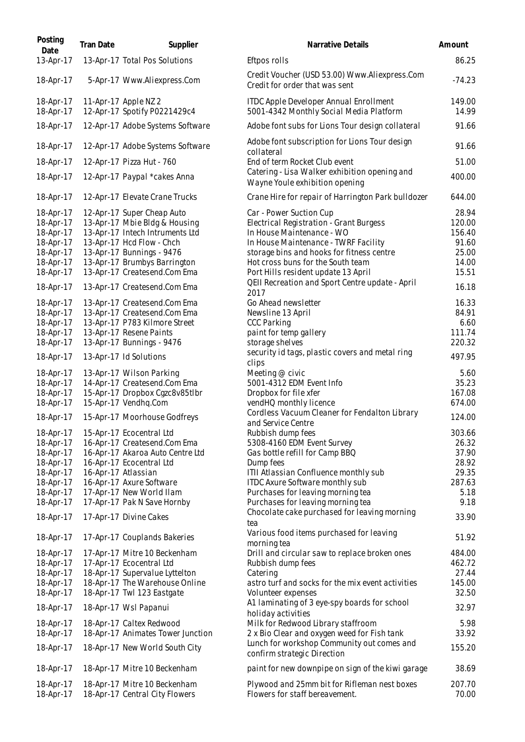| Posting Date | Tran Date | Supplier | Narrative Details | Amount |
|---|---|---|---|---|
| 13-Apr-17 | 13-Apr-17 | Total Pos Solutions | Eftpos rolls | 86.25 |
| 18-Apr-17 | 5-Apr-17 | Www.Aliexpress.Com | Credit Voucher (USD 53.00) Www.Aliexpress.Com Credit for order that was sent | -74.23 |
| 18-Apr-17 | 11-Apr-17 | Apple NZ 2 | ITDC Apple Developer Annual Enrollment | 149.00 |
| 18-Apr-17 | 12-Apr-17 | Spotify P0221429c4 | 5001-4342 Monthly Social Media Platform | 14.99 |
| 18-Apr-17 | 12-Apr-17 | Adobe Systems Software | Adobe font subs for Lions Tour design collateral | 91.66 |
| 18-Apr-17 | 12-Apr-17 | Adobe Systems Software | Adobe font subscription for Lions Tour design collateral | 91.66 |
| 18-Apr-17 | 12-Apr-17 | Pizza Hut - 760 | End of term Rocket Club event | 51.00 |
| 18-Apr-17 | 12-Apr-17 | Paypal *cakes Anna | Catering - Lisa Walker exhibition opening and Wayne Youle exhibition opening | 400.00 |
| 18-Apr-17 | 12-Apr-17 | Elevate Crane Trucks | Crane Hire for repair of Harrington Park bulldozer | 644.00 |
| 18-Apr-17 | 12-Apr-17 | Super Cheap Auto | Car - Power Suction Cup | 28.94 |
| 18-Apr-17 | 13-Apr-17 | Mbie Bldg & Housing | Electrical Registration - Grant Burgess | 120.00 |
| 18-Apr-17 | 13-Apr-17 | Intech Intruments Ltd | In House Maintenance - WO | 156.40 |
| 18-Apr-17 | 13-Apr-17 | Hcd Flow - Chch | In House Maintenance - TWRF Facility | 91.60 |
| 18-Apr-17 | 13-Apr-17 | Bunnings - 9476 | storage bins and hooks for fitness centre | 25.00 |
| 18-Apr-17 | 13-Apr-17 | Brumbys Barrington | Hot cross buns for the South team | 14.00 |
| 18-Apr-17 | 13-Apr-17 | Createsend.Com Ema | Port Hills resident update 13 April | 15.51 |
| 18-Apr-17 | 13-Apr-17 | Createsend.Com Ema | QEII Recreation and Sport Centre update - April 2017 | 16.18 |
| 18-Apr-17 | 13-Apr-17 | Createsend.Com Ema | Go Ahead newsletter | 16.33 |
| 18-Apr-17 | 13-Apr-17 | Createsend.Com Ema | Newsline 13 April | 84.91 |
| 18-Apr-17 | 13-Apr-17 | P783 Kilmore Street | CCC Parking | 6.60 |
| 18-Apr-17 | 13-Apr-17 | Resene Paints | paint for temp gallery | 111.74 |
| 18-Apr-17 | 13-Apr-17 | Bunnings - 9476 | storage shelves | 220.32 |
| 18-Apr-17 | 13-Apr-17 | Id Solutions | security id tags, plastic covers and metal ring clips | 497.95 |
| 18-Apr-17 | 13-Apr-17 | Wilson Parking | Meeting @ civic | 5.60 |
| 18-Apr-17 | 14-Apr-17 | Createsend.Com Ema | 5001-4312 EDM Event Info | 35.23 |
| 18-Apr-17 | 15-Apr-17 | Dropbox Cgzc8v85tlbr | Dropbox for file xfer | 167.08 |
| 18-Apr-17 | 15-Apr-17 | Vendhq.Com | vendHQ monthly licence | 674.00 |
| 18-Apr-17 | 15-Apr-17 | Moorhouse Godfreys | Cordless Vacuum Cleaner for Fendalton Library and Service Centre | 124.00 |
| 18-Apr-17 | 15-Apr-17 | Ecocentral Ltd | Rubbish dump fees | 303.66 |
| 18-Apr-17 | 16-Apr-17 | Createsend.Com Ema | 5308-4160 EDM Event Survey | 26.32 |
| 18-Apr-17 | 16-Apr-17 | Akaroa Auto Centre Ltd | Gas bottle refill for Camp BBQ | 37.90 |
| 18-Apr-17 | 16-Apr-17 | Ecocentral Ltd | Dump fees | 28.92 |
| 18-Apr-17 | 16-Apr-17 | Atlassian | ITII Atlassian Confluence monthly sub | 29.35 |
| 18-Apr-17 | 16-Apr-17 | Axure Software | ITDC Axure Software monthly sub | 287.63 |
| 18-Apr-17 | 17-Apr-17 | New World Ilam | Purchases for leaving morning tea | 5.18 |
| 18-Apr-17 | 17-Apr-17 | Pak N Save Hornby | Purchases for leaving morning tea | 9.18 |
| 18-Apr-17 | 17-Apr-17 | Divine Cakes | Chocolate cake purchased for leaving morning tea | 33.90 |
| 18-Apr-17 | 17-Apr-17 | Couplands Bakeries | Various food items purchased for leaving morning tea | 51.92 |
| 18-Apr-17 | 17-Apr-17 | Mitre 10 Beckenham | Drill and circular saw to replace broken ones | 484.00 |
| 18-Apr-17 | 17-Apr-17 | Ecocentral Ltd | Rubbish dump fees | 462.72 |
| 18-Apr-17 | 18-Apr-17 | Supervalue Lyttelton | Catering | 27.44 |
| 18-Apr-17 | 18-Apr-17 | The Warehouse Online | astro turf and socks for the mix event activities | 145.00 |
| 18-Apr-17 | 18-Apr-17 | Twl 123 Eastgate | Volunteer expenses | 32.50 |
| 18-Apr-17 | 18-Apr-17 | Wsl Papanui | A1 laminating of 3 eye-spy boards for school holiday activities | 32.97 |
| 18-Apr-17 | 18-Apr-17 | Caltex Redwood | Milk for Redwood Library staffroom | 5.98 |
| 18-Apr-17 | 18-Apr-17 | Animates Tower Junction | 2 x Bio Clear and oxygen weed for Fish tank | 33.92 |
| 18-Apr-17 | 18-Apr-17 | New World South City | Lunch for workshop Community out comes and confirm strategic Direction | 155.20 |
| 18-Apr-17 | 18-Apr-17 | Mitre 10 Beckenham | paint for new downpipe on sign of the kiwi garage | 38.69 |
| 18-Apr-17 | 18-Apr-17 | Mitre 10 Beckenham | Plywood and 25mm bit for Rifleman nest boxes | 207.70 |
| 18-Apr-17 | 18-Apr-17 | Central City Flowers | Flowers for staff bereavement. | 70.00 |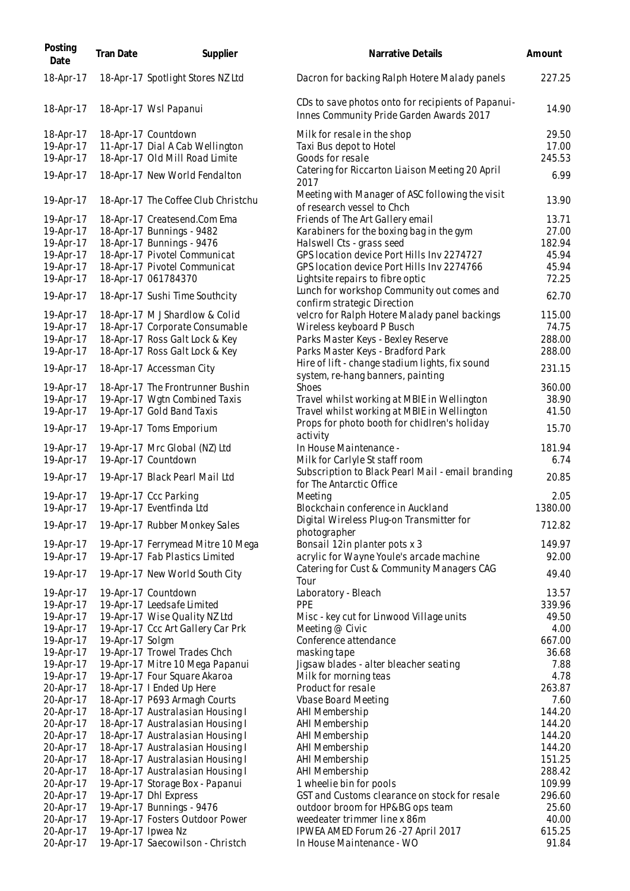| Posting Date | Tran Date | Supplier | Narrative Details | Amount |
|---|---|---|---|---|
| 18-Apr-17 | 18-Apr-17 | Spotlight Stores NZ Ltd | Dacron for backing Ralph Hotere Malady panels | 227.25 |
| 18-Apr-17 | 18-Apr-17 | Wsl Papanui | CDs to save photos onto for recipients of Papanui-Innes Community Pride Garden Awards 2017 | 14.90 |
| 18-Apr-17 | 18-Apr-17 | Countdown | Milk for resale in the shop | 29.50 |
| 19-Apr-17 | 11-Apr-17 | Dial A Cab Wellington | Taxi Bus depot to Hotel | 17.00 |
| 19-Apr-17 | 18-Apr-17 | Old Mill Road Limite | Goods for resale | 245.53 |
| 19-Apr-17 | 18-Apr-17 | New World Fendalton | Catering for Riccarton Liaison Meeting 20 April 2017 | 6.99 |
| 19-Apr-17 | 18-Apr-17 | The Coffee Club Christchu | Meeting with Manager of ASC following the visit of research vessel to Chch | 13.90 |
| 19-Apr-17 | 18-Apr-17 | Createsend.Com Ema | Friends of The Art Gallery email | 13.71 |
| 19-Apr-17 | 18-Apr-17 | Bunnings - 9482 | Karabiners for the boxing bag in the gym | 27.00 |
| 19-Apr-17 | 18-Apr-17 | Bunnings - 9476 | Halswell Cts - grass seed | 182.94 |
| 19-Apr-17 | 18-Apr-17 | Pivotel Communicat | GPS location device Port Hills Inv 2274727 | 45.94 |
| 19-Apr-17 | 18-Apr-17 | Pivotel Communicat | GPS location device Port Hills Inv 2274766 | 45.94 |
| 19-Apr-17 | 18-Apr-17 | 061784370 | Lightsite repairs to fibre optic | 72.25 |
| 19-Apr-17 | 18-Apr-17 | Sushi Time Southcity | Lunch for workshop Community out comes and confirm strategic Direction | 62.70 |
| 19-Apr-17 | 18-Apr-17 | M J Shardlow & Colid | velcro for Ralph Hotere Malady panel backings | 115.00 |
| 19-Apr-17 | 18-Apr-17 | Corporate Consumable | Wireless keyboard P Busch | 74.75 |
| 19-Apr-17 | 18-Apr-17 | Ross Galt Lock & Key | Parks Master Keys - Bexley Reserve | 288.00 |
| 19-Apr-17 | 18-Apr-17 | Ross Galt Lock & Key | Parks Master Keys - Bradford Park | 288.00 |
| 19-Apr-17 | 18-Apr-17 | Accessman City | Hire of lift - change stadium lights, fix sound system, re-hang banners, painting | 231.15 |
| 19-Apr-17 | 18-Apr-17 | The Frontrunner Bushin | Shoes | 360.00 |
| 19-Apr-17 | 19-Apr-17 | Wgtn Combined Taxis | Travel whilst working at MBIE in Wellington | 38.90 |
| 19-Apr-17 | 19-Apr-17 | Gold Band Taxis | Travel whilst working at MBIE in Wellington | 41.50 |
| 19-Apr-17 | 19-Apr-17 | Toms Emporium | Props for photo booth for chidlren's holiday activity | 15.70 |
| 19-Apr-17 | 19-Apr-17 | Mrc Global (NZ) Ltd | In House Maintenance - | 181.94 |
| 19-Apr-17 | 19-Apr-17 | Countdown | Milk for Carlyle St staff room | 6.74 |
| 19-Apr-17 | 19-Apr-17 | Black Pearl Mail Ltd | Subscription to Black Pearl Mail - email branding for The Antarctic Office | 20.85 |
| 19-Apr-17 | 19-Apr-17 | Ccc Parking | Meeting | 2.05 |
| 19-Apr-17 | 19-Apr-17 | Eventfinda Ltd | Blockchain conference in Auckland | 1380.00 |
| 19-Apr-17 | 19-Apr-17 | Rubber Monkey Sales | Digital Wireless Plug-on Transmitter for photographer | 712.82 |
| 19-Apr-17 | 19-Apr-17 | Ferrymead Mitre 10 Mega | Bonsail 12in planter pots x 3 | 149.97 |
| 19-Apr-17 | 19-Apr-17 | Fab Plastics Limited | acrylic for Wayne Youle's arcade machine | 92.00 |
| 19-Apr-17 | 19-Apr-17 | New World South City | Catering for Cust & Community Managers CAG Tour | 49.40 |
| 19-Apr-17 | 19-Apr-17 | Countdown | Laboratory - Bleach | 13.57 |
| 19-Apr-17 | 19-Apr-17 | Leedsafe Limited | PPE | 339.96 |
| 19-Apr-17 | 19-Apr-17 | Wise Quality NZ Ltd | Misc - key cut for Linwood Village units | 49.50 |
| 19-Apr-17 | 19-Apr-17 | Ccc Art Gallery Car Prk | Meeting @ Civic | 4.00 |
| 19-Apr-17 | 19-Apr-17 | Solgm | Conference attendance | 667.00 |
| 19-Apr-17 | 19-Apr-17 | Trowel Trades Chch | masking tape | 36.68 |
| 19-Apr-17 | 19-Apr-17 | Mitre 10 Mega Papanui | Jigsaw blades - alter bleacher seating | 7.88 |
| 19-Apr-17 | 19-Apr-17 | Four Square Akaroa | Milk for morning teas | 4.78 |
| 20-Apr-17 | 18-Apr-17 | I Ended Up Here | Product for resale | 263.87 |
| 20-Apr-17 | 18-Apr-17 | P693 Armagh Courts | Vbase Board Meeting | 7.60 |
| 20-Apr-17 | 18-Apr-17 | Australasian Housing I | AHI Membership | 144.20 |
| 20-Apr-17 | 18-Apr-17 | Australasian Housing I | AHI Membership | 144.20 |
| 20-Apr-17 | 18-Apr-17 | Australasian Housing I | AHI Membership | 144.20 |
| 20-Apr-17 | 18-Apr-17 | Australasian Housing I | AHI Membership | 144.20 |
| 20-Apr-17 | 18-Apr-17 | Australasian Housing I | AHI Membership | 151.25 |
| 20-Apr-17 | 18-Apr-17 | Australasian Housing I | AHI Membership | 288.42 |
| 20-Apr-17 | 19-Apr-17 | Storage Box - Papanui | 1 wheelie bin for pools | 109.99 |
| 20-Apr-17 | 19-Apr-17 | Dhl Express | GST and Customs clearance on stock for resale | 296.60 |
| 20-Apr-17 | 19-Apr-17 | Bunnings - 9476 | outdoor broom for HP&BG ops team | 25.60 |
| 20-Apr-17 | 19-Apr-17 | Fosters Outdoor Power | weedeater trimmer line x 86m | 40.00 |
| 20-Apr-17 | 19-Apr-17 | Ipwea Nz | IPWEA AMED Forum 26 -27 April 2017 | 615.25 |
| 20-Apr-17 | 19-Apr-17 | Saecowilson - Christch | In House Maintenance - WO | 91.84 |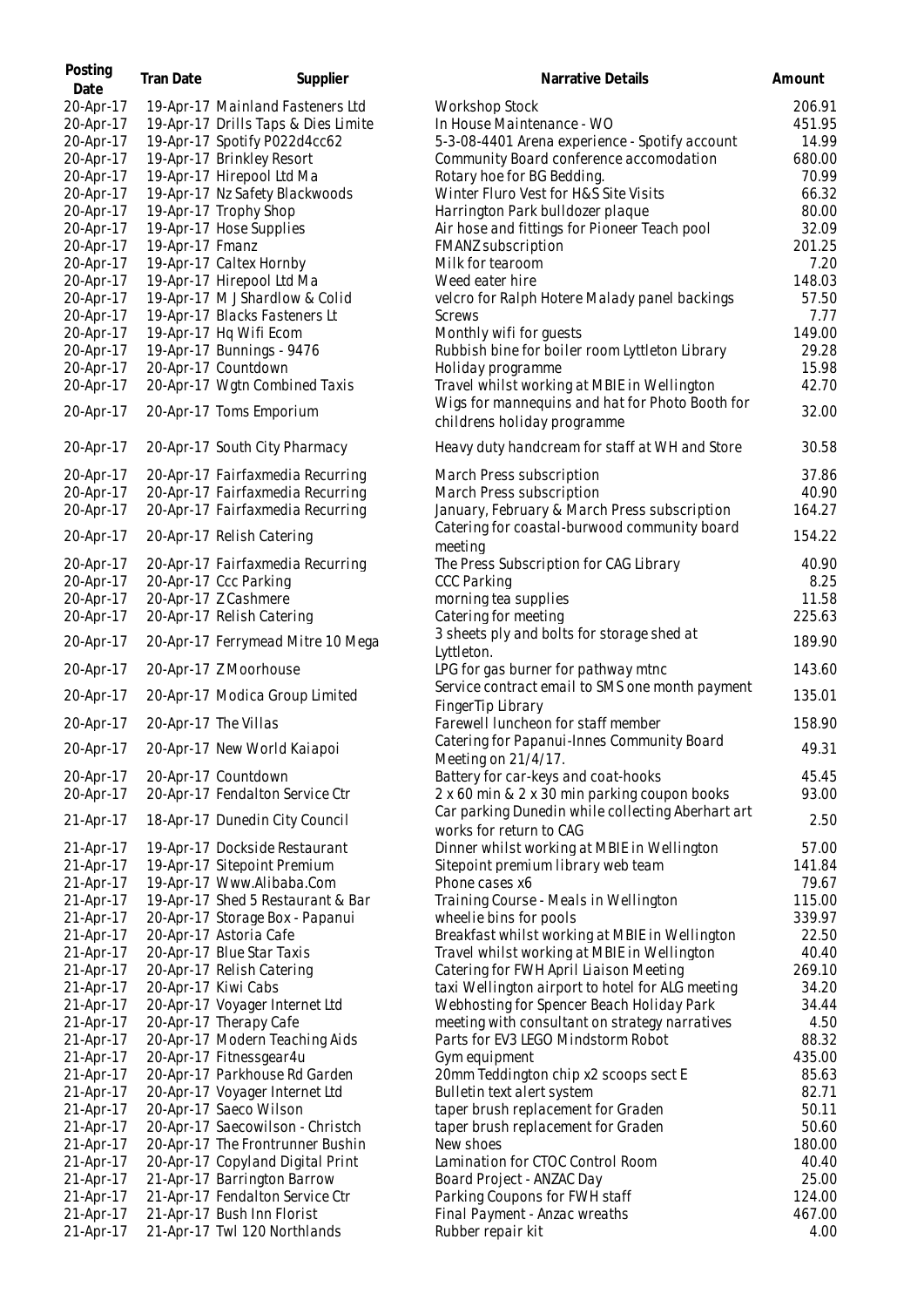| Posting Date | Tran Date | Supplier | Narrative Details | Amount |
|---|---|---|---|---|
| 20-Apr-17 | 19-Apr-17 | Mainland Fasteners Ltd | Workshop Stock | 206.91 |
| 20-Apr-17 | 19-Apr-17 | Drills Taps & Dies Limite | In House Maintenance - WO | 451.95 |
| 20-Apr-17 | 19-Apr-17 | Spotify P022d4cc62 | 5-3-08-4401 Arena experience - Spotify account | 14.99 |
| 20-Apr-17 | 19-Apr-17 | Brinkley Resort | Community Board conference accomodation | 680.00 |
| 20-Apr-17 | 19-Apr-17 | Hirepool Ltd Ma | Rotary hoe for BG Bedding. | 70.99 |
| 20-Apr-17 | 19-Apr-17 | Nz Safety Blackwoods | Winter Fluro Vest for H&S Site Visits | 66.32 |
| 20-Apr-17 | 19-Apr-17 | Trophy Shop | Harrington Park bulldozer plaque | 80.00 |
| 20-Apr-17 | 19-Apr-17 | Hose Supplies | Air hose and fittings for Pioneer Teach pool | 32.09 |
| 20-Apr-17 | 19-Apr-17 | Fmanz | FMANZ subscription | 201.25 |
| 20-Apr-17 | 19-Apr-17 | Caltex Hornby | Milk for tearoom | 7.20 |
| 20-Apr-17 | 19-Apr-17 | Hirepool Ltd Ma | Weed eater hire | 148.03 |
| 20-Apr-17 | 19-Apr-17 | M J Shardlow & Colid | velcro for Ralph Hotere Malady panel backings | 57.50 |
| 20-Apr-17 | 19-Apr-17 | Blacks Fasteners Lt | Screws | 7.77 |
| 20-Apr-17 | 19-Apr-17 | Hq Wifi Ecom | Monthly wifi for guests | 149.00 |
| 20-Apr-17 | 19-Apr-17 | Bunnings - 9476 | Rubbish bine for boiler room Lyttleton Library | 29.28 |
| 20-Apr-17 | 20-Apr-17 | Countdown | Holiday programme | 15.98 |
| 20-Apr-17 | 20-Apr-17 | Wgtn Combined Taxis | Travel whilst working at MBIE in Wellington | 42.70 |
| 20-Apr-17 | 20-Apr-17 | Toms Emporium | Wigs for mannequins and hat for Photo Booth for childrens holiday programme | 32.00 |
| 20-Apr-17 | 20-Apr-17 | South City Pharmacy | Heavy duty handcream for staff at WH and Store | 30.58 |
| 20-Apr-17 | 20-Apr-17 | Fairfaxmedia Recurring | March Press subscription | 37.86 |
| 20-Apr-17 | 20-Apr-17 | Fairfaxmedia Recurring | March Press subscription | 40.90 |
| 20-Apr-17 | 20-Apr-17 | Fairfaxmedia Recurring | January, February & March Press subscription | 164.27 |
| 20-Apr-17 | 20-Apr-17 | Relish Catering | Catering for coastal-burwood community board meeting | 154.22 |
| 20-Apr-17 | 20-Apr-17 | Fairfaxmedia Recurring | The Press Subscription for CAG Library | 40.90 |
| 20-Apr-17 | 20-Apr-17 | Ccc Parking | CCC Parking | 8.25 |
| 20-Apr-17 | 20-Apr-17 | Z Cashmere | morning tea supplies | 11.58 |
| 20-Apr-17 | 20-Apr-17 | Relish Catering | Catering for meeting | 225.63 |
| 20-Apr-17 | 20-Apr-17 | Ferrymead Mitre 10 Mega | 3 sheets ply and bolts for storage shed at Lyttleton. | 189.90 |
| 20-Apr-17 | 20-Apr-17 | Z Moorhouse | LPG for gas burner for pathway mtnc | 143.60 |
| 20-Apr-17 | 20-Apr-17 | Modica Group Limited | Service contract email to SMS one month payment FingerTip Library | 135.01 |
| 20-Apr-17 | 20-Apr-17 | The Villas | Farewell luncheon for staff member | 158.90 |
| 20-Apr-17 | 20-Apr-17 | New World Kaiapoi | Catering for Papanui-Innes Community Board Meeting on 21/4/17. | 49.31 |
| 20-Apr-17 | 20-Apr-17 | Countdown | Battery for car-keys and coat-hooks | 45.45 |
| 20-Apr-17 | 20-Apr-17 | Fendalton Service Ctr | 2 x 60 min & 2 x 30 min parking coupon books | 93.00 |
| 21-Apr-17 | 18-Apr-17 | Dunedin City Council | Car parking Dunedin while collecting Aberhart art works for return to CAG | 2.50 |
| 21-Apr-17 | 19-Apr-17 | Dockside Restaurant | Dinner whilst working at MBIE in Wellington | 57.00 |
| 21-Apr-17 | 19-Apr-17 | Sitepoint Premium | Sitepoint premium library web team | 141.84 |
| 21-Apr-17 | 19-Apr-17 | Www.Alibaba.Com | Phone cases x6 | 79.67 |
| 21-Apr-17 | 19-Apr-17 | Shed 5 Restaurant & Bar | Training Course - Meals in Wellington | 115.00 |
| 21-Apr-17 | 20-Apr-17 | Storage Box - Papanui | wheelie bins for pools | 339.97 |
| 21-Apr-17 | 20-Apr-17 | Astoria Cafe | Breakfast whilst working at MBIE in Wellington | 22.50 |
| 21-Apr-17 | 20-Apr-17 | Blue Star Taxis | Travel whilst working at MBIE in Wellington | 40.40 |
| 21-Apr-17 | 20-Apr-17 | Relish Catering | Catering for FWH April Liaison Meeting | 269.10 |
| 21-Apr-17 | 20-Apr-17 | Kiwi Cabs | taxi Wellington airport to hotel for ALG meeting | 34.20 |
| 21-Apr-17 | 20-Apr-17 | Voyager Internet Ltd | Webhosting for Spencer Beach Holiday Park | 34.44 |
| 21-Apr-17 | 20-Apr-17 | Therapy Cafe | meeting with consultant on strategy narratives | 4.50 |
| 21-Apr-17 | 20-Apr-17 | Modern Teaching Aids | Parts for EV3 LEGO Mindstorm Robot | 88.32 |
| 21-Apr-17 | 20-Apr-17 | Fitnessgear4u | Gym equipment | 435.00 |
| 21-Apr-17 | 20-Apr-17 | Parkhouse Rd Garden | 20mm Teddington chip x2 scoops sect E | 85.63 |
| 21-Apr-17 | 20-Apr-17 | Voyager Internet Ltd | Bulletin text alert system | 82.71 |
| 21-Apr-17 | 20-Apr-17 | Saeco Wilson | taper brush replacement for Graden | 50.11 |
| 21-Apr-17 | 20-Apr-17 | Saecowilson - Christch | taper brush replacement for Graden | 50.60 |
| 21-Apr-17 | 20-Apr-17 | The Frontrunner Bushin | New shoes | 180.00 |
| 21-Apr-17 | 20-Apr-17 | Copyland Digital Print | Lamination for CTOC Control Room | 40.40 |
| 21-Apr-17 | 21-Apr-17 | Barrington Barrow | Board Project - ANZAC Day | 25.00 |
| 21-Apr-17 | 21-Apr-17 | Fendalton Service Ctr | Parking Coupons for FWH staff | 124.00 |
| 21-Apr-17 | 21-Apr-17 | Bush Inn Florist | Final Payment - Anzac wreaths | 467.00 |
| 21-Apr-17 | 21-Apr-17 | Twl 120 Northlands | Rubber repair kit | 4.00 |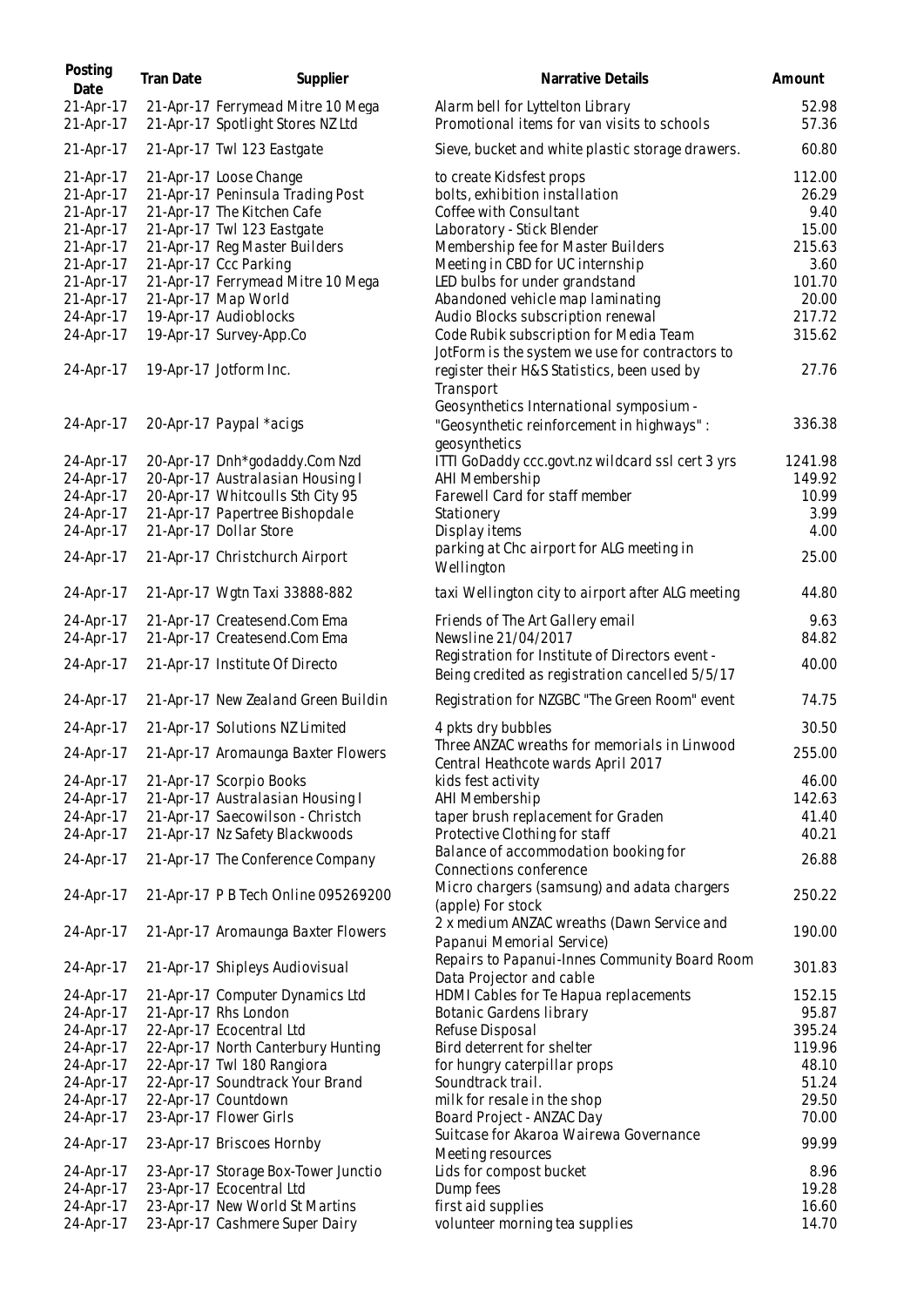| Posting Date | Tran Date | Supplier | Narrative Details | Amount |
|---|---|---|---|---|
| 21-Apr-17 | 21-Apr-17 | Ferrymead Mitre 10 Mega | Alarm bell for Lyttelton Library | 52.98 |
| 21-Apr-17 | 21-Apr-17 | Spotlight Stores NZ Ltd | Promotional items for van visits to schools | 57.36 |
| 21-Apr-17 | 21-Apr-17 | Twl 123 Eastgate | Sieve, bucket and white plastic storage drawers. | 60.80 |
| 21-Apr-17 | 21-Apr-17 | Loose Change | to create Kidsfest props | 112.00 |
| 21-Apr-17 | 21-Apr-17 | Peninsula Trading Post | bolts, exhibition installation | 26.29 |
| 21-Apr-17 | 21-Apr-17 | The Kitchen Cafe | Coffee with Consultant | 9.40 |
| 21-Apr-17 | 21-Apr-17 | Twl 123 Eastgate | Laboratory - Stick Blender | 15.00 |
| 21-Apr-17 | 21-Apr-17 | Reg Master Builders | Membership fee for Master Builders | 215.63 |
| 21-Apr-17 | 21-Apr-17 | Ccc Parking | Meeting in CBD for UC internship | 3.60 |
| 21-Apr-17 | 21-Apr-17 | Ferrymead Mitre 10 Mega | LED bulbs for under grandstand | 101.70 |
| 21-Apr-17 | 21-Apr-17 | Map World | Abandoned vehicle map laminating | 20.00 |
| 24-Apr-17 | 19-Apr-17 | Audioblocks | Audio Blocks subscription renewal | 217.72 |
| 24-Apr-17 | 19-Apr-17 | Survey-App.Co | Code Rubik subscription for Media Team | 315.62 |
| 24-Apr-17 | 19-Apr-17 | Jotform Inc. | JotForm is the system we use for contractors to register their H&S Statistics, been used by Transport | 27.76 |
| 24-Apr-17 | 20-Apr-17 | Paypal *acigs | Geosynthetics International symposium - "Geosynthetic reinforcement in highways" : geosynthetics | 336.38 |
| 24-Apr-17 | 20-Apr-17 | Dnh*godaddy.Com Nzd | ITTI GoDaddy ccc.govt.nz wildcard ssl cert 3 yrs | 1241.98 |
| 24-Apr-17 | 20-Apr-17 | Australasian Housing I | AHI Membership | 149.92 |
| 24-Apr-17 | 20-Apr-17 | Whitcoulls Sth City 95 | Farewell Card for staff member | 10.99 |
| 24-Apr-17 | 21-Apr-17 | Papertree Bishopdale | Stationery | 3.99 |
| 24-Apr-17 | 21-Apr-17 | Dollar Store | Display items | 4.00 |
| 24-Apr-17 | 21-Apr-17 | Christchurch Airport | parking at Chc airport for ALG meeting in Wellington | 25.00 |
| 24-Apr-17 | 21-Apr-17 | Wgtn Taxi 33888-882 | taxi Wellington city to airport after ALG meeting | 44.80 |
| 24-Apr-17 | 21-Apr-17 | Createsend.Com Ema | Friends of The Art Gallery email | 9.63 |
| 24-Apr-17 | 21-Apr-17 | Createsend.Com Ema | Newsline 21/04/2017 | 84.82 |
| 24-Apr-17 | 21-Apr-17 | Institute Of Directo | Registration for Institute of Directors event - Being credited as registration cancelled 5/5/17 | 40.00 |
| 24-Apr-17 | 21-Apr-17 | New Zealand Green Buildin | Registration for NZGBC "The Green Room" event | 74.75 |
| 24-Apr-17 | 21-Apr-17 | Solutions NZ Limited | 4 pkts dry bubbles | 30.50 |
| 24-Apr-17 | 21-Apr-17 | Aromaunga Baxter Flowers | Three ANZAC wreaths for memorials in Linwood Central Heathcote wards April 2017 | 255.00 |
| 24-Apr-17 | 21-Apr-17 | Scorpio Books | kids fest activity | 46.00 |
| 24-Apr-17 | 21-Apr-17 | Australasian Housing I | AHI Membership | 142.63 |
| 24-Apr-17 | 21-Apr-17 | Saecowilson - Christch | taper brush replacement for Graden | 41.40 |
| 24-Apr-17 | 21-Apr-17 | Nz Safety Blackwoods | Protective Clothing for staff | 40.21 |
| 24-Apr-17 | 21-Apr-17 | The Conference Company | Balance of accommodation booking for Connections conference | 26.88 |
| 24-Apr-17 | 21-Apr-17 | P B Tech Online 095269200 | Micro chargers (samsung) and adata chargers (apple) For stock | 250.22 |
| 24-Apr-17 | 21-Apr-17 | Aromaunga Baxter Flowers | 2 x medium ANZAC wreaths (Dawn Service and Papanui Memorial Service) | 190.00 |
| 24-Apr-17 | 21-Apr-17 | Shipleys Audiovisual | Repairs to Papanui-Innes Community Board Room Data Projector and cable | 301.83 |
| 24-Apr-17 | 21-Apr-17 | Computer Dynamics Ltd | HDMI Cables for Te Hapua replacements | 152.15 |
| 24-Apr-17 | 21-Apr-17 | Rhs London | Botanic Gardens library | 95.87 |
| 24-Apr-17 | 22-Apr-17 | Ecocentral Ltd | Refuse Disposal | 395.24 |
| 24-Apr-17 | 22-Apr-17 | North Canterbury Hunting | Bird deterrent for shelter | 119.96 |
| 24-Apr-17 | 22-Apr-17 | Twl 180 Rangiora | for hungry caterpillar props | 48.10 |
| 24-Apr-17 | 22-Apr-17 | Soundtrack Your Brand | Soundtrack trail. | 51.24 |
| 24-Apr-17 | 22-Apr-17 | Countdown | milk for resale in the shop | 29.50 |
| 24-Apr-17 | 23-Apr-17 | Flower Girls | Board Project - ANZAC Day | 70.00 |
| 24-Apr-17 | 23-Apr-17 | Briscoes Hornby | Suitcase for Akaroa Wairewa Governance Meeting resources | 99.99 |
| 24-Apr-17 | 23-Apr-17 | Storage Box-Tower Junctio | Lids for compost bucket | 8.96 |
| 24-Apr-17 | 23-Apr-17 | Ecocentral Ltd | Dump fees | 19.28 |
| 24-Apr-17 | 23-Apr-17 | New World St Martins | first aid supplies | 16.60 |
| 24-Apr-17 | 23-Apr-17 | Cashmere Super Dairy | volunteer morning tea supplies | 14.70 |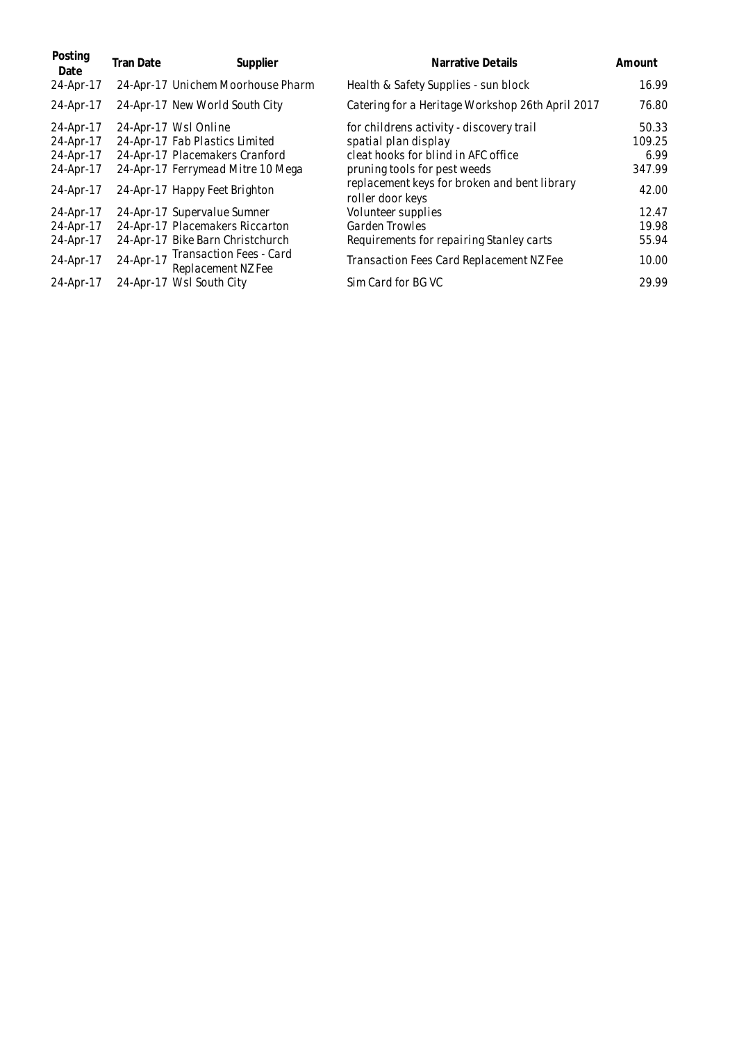| Posting Date | Tran Date | Supplier | Narrative Details | Amount |
|---|---|---|---|---|
| 24-Apr-17 | 24-Apr-17 | Unichem Moorhouse Pharm | Health & Safety Supplies - sun block | 16.99 |
| 24-Apr-17 | 24-Apr-17 | New World South City | Catering for a Heritage Workshop 26th April 2017 | 76.80 |
| 24-Apr-17 | 24-Apr-17 | Wsl Online | for childrens activity - discovery trail | 50.33 |
| 24-Apr-17 | 24-Apr-17 | Fab Plastics Limited | spatial plan display | 109.25 |
| 24-Apr-17 | 24-Apr-17 | Placemakers Cranford | cleat hooks for blind in AFC office | 6.99 |
| 24-Apr-17 | 24-Apr-17 | Ferrymead Mitre 10 Mega | pruning tools for pest weeds | 347.99 |
| 24-Apr-17 | 24-Apr-17 | Happy Feet Brighton | replacement keys for broken and bent library roller door keys | 42.00 |
| 24-Apr-17 | 24-Apr-17 | Supervalue Sumner | Volunteer supplies | 12.47 |
| 24-Apr-17 | 24-Apr-17 | Placemakers Riccarton | Garden Trowles | 19.98 |
| 24-Apr-17 | 24-Apr-17 | Bike Barn Christchurch | Requirements for repairing Stanley carts | 55.94 |
| 24-Apr-17 | 24-Apr-17 | Transaction Fees - Card Replacement NZ Fee | Transaction Fees Card Replacement NZ Fee | 10.00 |
| 24-Apr-17 | 24-Apr-17 | Wsl South City | Sim Card for BG VC | 29.99 |